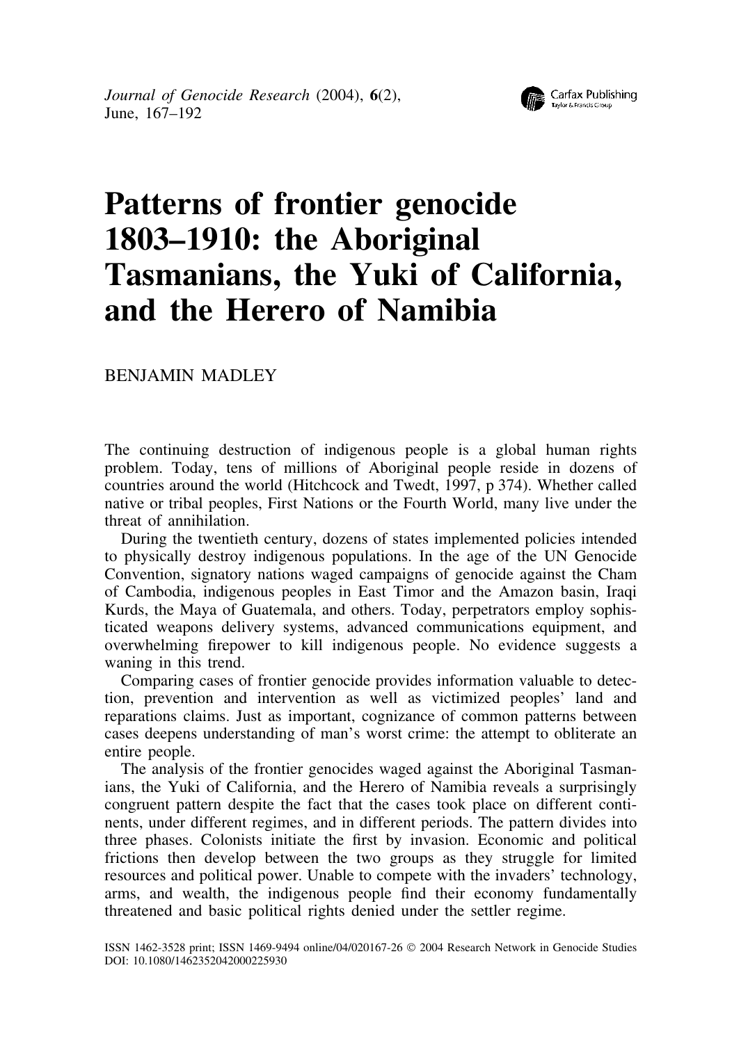# Patterns of frontier genocide 1803–1910: the Aboriginal Tasmanians, the Yuki of California, and the Herero of Namibia

BENJAMIN MADLEY

The continuing destruction of indigenous people is a global human rights problem. Today, tens of millions of Aboriginal people reside in dozens of countries around the world (Hitchcock and Twedt, 1997, p 374). Whether called native or tribal peoples, First Nations or the Fourth World, many live under the threat of annihilation.

During the twentieth century, dozens of states implemented policies intended to physically destroy indigenous populations. In the age of the UN Genocide Convention, signatory nations waged campaigns of genocide against the Cham of Cambodia, indigenous peoples in East Timor and the Amazon basin, Iraqi Kurds, the Maya of Guatemala, and others. Today, perpetrators employ sophisticated weapons delivery systems, advanced communications equipment, and overwhelming firepower to kill indigenous people. No evidence suggests a waning in this trend.

Comparing cases of frontier genocide provides information valuable to detection, prevention and intervention as well as victimized peoples' land and reparations claims. Just as important, cognizance of common patterns between cases deepens understanding of man's worst crime: the attempt to obliterate an entire people.

The analysis of the frontier genocides waged against the Aboriginal Tasmanians, the Yuki of California, and the Herero of Namibia reveals a surprisingly congruent pattern despite the fact that the cases took place on different continents, under different regimes, and in different periods. The pattern divides into three phases. Colonists initiate the first by invasion. Economic and political frictions then develop between the two groups as they struggle for limited resources and political power. Unable to compete with the invaders' technology, arms, and wealth, the indigenous people find their economy fundamentally threatened and basic political rights denied under the settler regime.

ISSN 1462-3528 print; ISSN 1469-9494 online/04/020167-26 © 2004 Research Network in Genocide Studies
DOI: 10.1080/1462352042000225930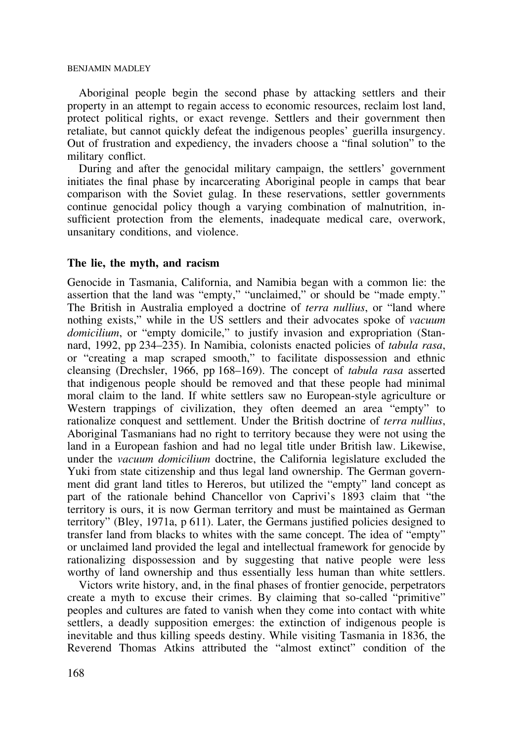Aboriginal people begin the second phase by attacking settlers and their property in an attempt to regain access to economic resources, reclaim lost land, protect political rights, or exact revenge. Settlers and their government then retaliate, but cannot quickly defeat the indigenous peoples' guerilla insurgency. Out of frustration and expediency, the invaders choose a "final solution" to the military conflict.

During and after the genocidal military campaign, the settlers' government initiates the final phase by incarcerating Aboriginal people in camps that bear comparison with the Soviet gulag. In these reservations, settler governments continue genocidal policy though a varying combination of malnutrition, insufficient protection from the elements, inadequate medical care, overwork, unsanitary conditions, and violence.

## The lie, the myth, and racism

Genocide in Tasmania, California, and Namibia began with a common lie: the assertion that the land was "empty," "unclaimed," or should be "made empty." The British in Australia employed a doctrine of *terra nullius*, or "land where nothing exists," while in the US settlers and their advocates spoke of *vacuum domicilium*, or "empty domicile," to justify invasion and expropriation (Stannard, 1992, pp 234–235). In Namibia, colonists enacted policies of *tabula rasa*, or "creating a map scraped smooth," to facilitate dispossession and ethnic cleansing (Drechsler, 1966, pp 168–169). The concept of *tabula rasa* asserted that indigenous people should be removed and that these people had minimal moral claim to the land. If white settlers saw no European-style agriculture or Western trappings of civilization, they often deemed an area "empty" to rationalize conquest and settlement. Under the British doctrine of *terra nullius*, Aboriginal Tasmanians had no right to territory because they were not using the land in a European fashion and had no legal title under British law. Likewise, under the *vacuum domicilium* doctrine, the California legislature excluded the Yuki from state citizenship and thus legal land ownership. The German government did grant land titles to Hereros, but utilized the "empty" land concept as part of the rationale behind Chancellor von Caprivi's 1893 claim that "the territory is ours, it is now German territory and must be maintained as German territory" (Bley, 1971a, p 611). Later, the Germans justified policies designed to transfer land from blacks to whites with the same concept. The idea of "empty" or unclaimed land provided the legal and intellectual framework for genocide by rationalizing dispossession and by suggesting that native people were less worthy of land ownership and thus essentially less human than white settlers.

Victors write history, and, in the final phases of frontier genocide, perpetrators create a myth to excuse their crimes. By claiming that so-called "primitive" peoples and cultures are fated to vanish when they come into contact with white settlers, a deadly supposition emerges: the extinction of indigenous people is inevitable and thus killing speeds destiny. While visiting Tasmania in 1836, the Reverend Thomas Atkins attributed the "almost extinct" condition of the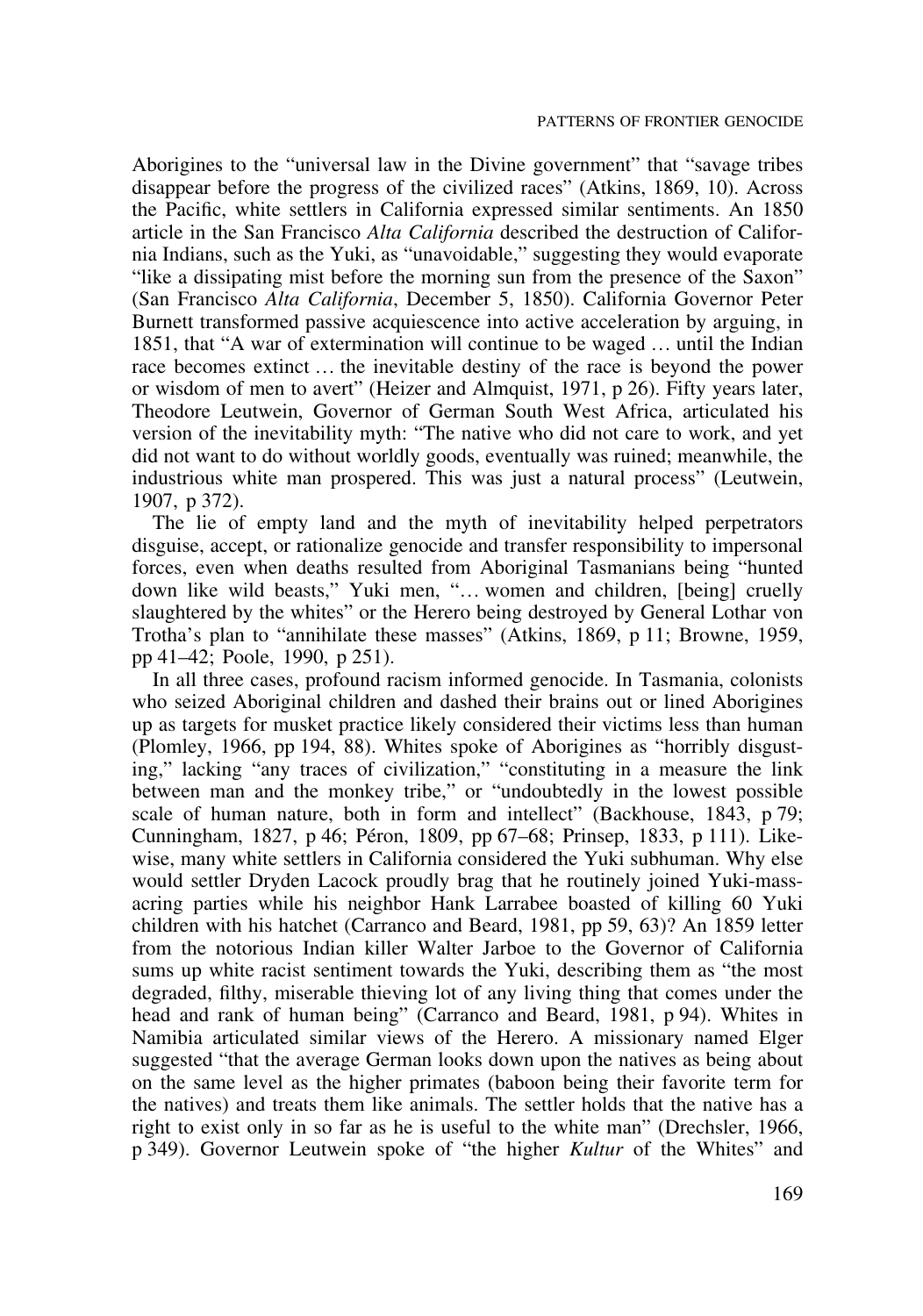Aborigines to the "universal law in the Divine government" that "savage tribes disappear before the progress of the civilized races" (Atkins, 1869, 10). Across the Pacific, white settlers in California expressed similar sentiments. An 1850 article in the San Francisco *Alta California* described the destruction of California Indians, such as the Yuki, as "unavoidable," suggesting they would evaporate "like a dissipating mist before the morning sun from the presence of the Saxon" (San Francisco *Alta California*, December 5, 1850). California Governor Peter Burnett transformed passive acquiescence into active acceleration by arguing, in 1851, that "A war of extermination will continue to be waged … until the Indian race becomes extinct … the inevitable destiny of the race is beyond the power or wisdom of men to avert" (Heizer and Almquist, 1971, p 26). Fifty years later, Theodore Leutwein, Governor of German South West Africa, articulated his version of the inevitability myth: "The native who did not care to work, and yet did not want to do without worldly goods, eventually was ruined; meanwhile, the industrious white man prospered. This was just a natural process" (Leutwein, 1907, p 372).

The lie of empty land and the myth of inevitability helped perpetrators disguise, accept, or rationalize genocide and transfer responsibility to impersonal forces, even when deaths resulted from Aboriginal Tasmanians being "hunted down like wild beasts," Yuki men, "… women and children, [being] cruelly slaughtered by the whites" or the Herero being destroyed by General Lothar von Trotha's plan to "annihilate these masses" (Atkins, 1869, p 11; Browne, 1959, pp 41–42; Poole, 1990, p 251).

In all three cases, profound racism informed genocide. In Tasmania, colonists who seized Aboriginal children and dashed their brains out or lined Aborigines up as targets for musket practice likely considered their victims less than human (Plomley, 1966, pp 194, 88). Whites spoke of Aborigines as "horribly disgusting," lacking "any traces of civilization," "constituting in a measure the link between man and the monkey tribe," or "undoubtedly in the lowest possible scale of human nature, both in form and intellect" (Backhouse, 1843, p 79; Cunningham, 1827, p 46; Péron, 1809, pp 67–68; Prinsep, 1833, p 111). Likewise, many white settlers in California considered the Yuki subhuman. Why else would settler Dryden Lacock proudly brag that he routinely joined Yuki-massacring parties while his neighbor Hank Larrabee boasted of killing 60 Yuki children with his hatchet (Carranco and Beard, 1981, pp 59, 63)? An 1859 letter from the notorious Indian killer Walter Jarboe to the Governor of California sums up white racist sentiment towards the Yuki, describing them as "the most degraded, filthy, miserable thieving lot of any living thing that comes under the head and rank of human being" (Carranco and Beard, 1981, p 94). Whites in Namibia articulated similar views of the Herero. A missionary named Elger suggested "that the average German looks down upon the natives as being about on the same level as the higher primates (baboon being their favorite term for the natives) and treats them like animals. The settler holds that the native has a right to exist only in so far as he is useful to the white man" (Drechsler, 1966, p 349). Governor Leutwein spoke of "the higher *Kultur* of the Whites" and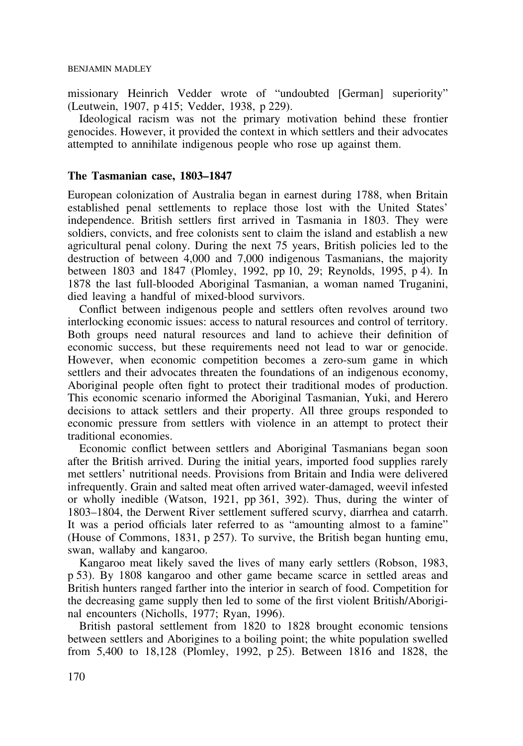missionary Heinrich Vedder wrote of "undoubted [German] superiority" (Leutwein, 1907, p 415; Vedder, 1938, p 229).

Ideological racism was not the primary motivation behind these frontier genocides. However, it provided the context in which settlers and their advocates attempted to annihilate indigenous people who rose up against them.

## The Tasmanian case, 1803–1847

European colonization of Australia began in earnest during 1788, when Britain established penal settlements to replace those lost with the United States' independence. British settlers first arrived in Tasmania in 1803. They were soldiers, convicts, and free colonists sent to claim the island and establish a new agricultural penal colony. During the next 75 years, British policies led to the destruction of between 4,000 and 7,000 indigenous Tasmanians, the majority between 1803 and 1847 (Plomley, 1992, pp 10, 29; Reynolds, 1995, p 4). In 1878 the last full-blooded Aboriginal Tasmanian, a woman named Truganini, died leaving a handful of mixed-blood survivors.

Conflict between indigenous people and settlers often revolves around two interlocking economic issues: access to natural resources and control of territory. Both groups need natural resources and land to achieve their definition of economic success, but these requirements need not lead to war or genocide. However, when economic competition becomes a zero-sum game in which settlers and their advocates threaten the foundations of an indigenous economy, Aboriginal people often fight to protect their traditional modes of production. This economic scenario informed the Aboriginal Tasmanian, Yuki, and Herero decisions to attack settlers and their property. All three groups responded to economic pressure from settlers with violence in an attempt to protect their traditional economies.

Economic conflict between settlers and Aboriginal Tasmanians began soon after the British arrived. During the initial years, imported food supplies rarely met settlers' nutritional needs. Provisions from Britain and India were delivered infrequently. Grain and salted meat often arrived water-damaged, weevil infested or wholly inedible (Watson, 1921, pp 361, 392). Thus, during the winter of 1803–1804, the Derwent River settlement suffered scurvy, diarrhea and catarrh. It was a period officials later referred to as "amounting almost to a famine" (House of Commons, 1831, p 257). To survive, the British began hunting emu, swan, wallaby and kangaroo.

Kangaroo meat likely saved the lives of many early settlers (Robson, 1983, p 53). By 1808 kangaroo and other game became scarce in settled areas and British hunters ranged farther into the interior in search of food. Competition for the decreasing game supply then led to some of the first violent British/Aboriginal encounters (Nicholls, 1977; Ryan, 1996).

British pastoral settlement from 1820 to 1828 brought economic tensions between settlers and Aborigines to a boiling point; the white population swelled from 5,400 to 18,128 (Plomley, 1992, p 25). Between 1816 and 1828, the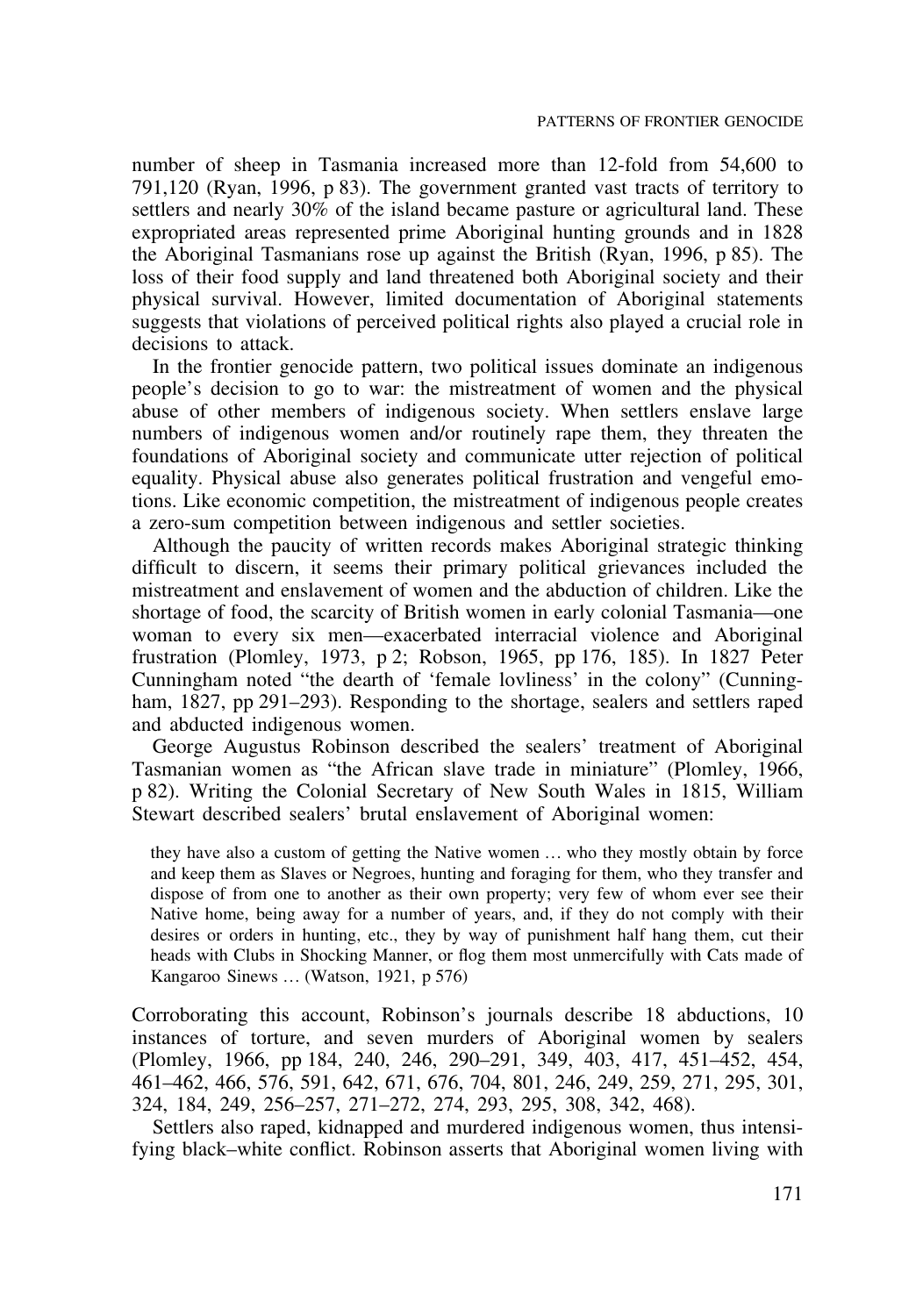number of sheep in Tasmania increased more than 12-fold from 54,600 to 791,120 (Ryan, 1996, p 83). The government granted vast tracts of territory to settlers and nearly 30% of the island became pasture or agricultural land. These expropriated areas represented prime Aboriginal hunting grounds and in 1828 the Aboriginal Tasmanians rose up against the British (Ryan, 1996, p 85). The loss of their food supply and land threatened both Aboriginal society and their physical survival. However, limited documentation of Aboriginal statements suggests that violations of perceived political rights also played a crucial role in decisions to attack.

In the frontier genocide pattern, two political issues dominate an indigenous people's decision to go to war: the mistreatment of women and the physical abuse of other members of indigenous society. When settlers enslave large numbers of indigenous women and/or routinely rape them, they threaten the foundations of Aboriginal society and communicate utter rejection of political equality. Physical abuse also generates political frustration and vengeful emotions. Like economic competition, the mistreatment of indigenous people creates a zero-sum competition between indigenous and settler societies.

Although the paucity of written records makes Aboriginal strategic thinking difficult to discern, it seems their primary political grievances included the mistreatment and enslavement of women and the abduction of children. Like the shortage of food, the scarcity of British women in early colonial Tasmania—one woman to every six men—exacerbated interracial violence and Aboriginal frustration (Plomley, 1973, p 2; Robson, 1965, pp 176, 185). In 1827 Peter Cunningham noted "the dearth of 'female lovliness' in the colony" (Cunningham, 1827, pp 291–293). Responding to the shortage, sealers and settlers raped and abducted indigenous women.

George Augustus Robinson described the sealers' treatment of Aboriginal Tasmanian women as "the African slave trade in miniature" (Plomley, 1966, p 82). Writing the Colonial Secretary of New South Wales in 1815, William Stewart described sealers' brutal enslavement of Aboriginal women:

> they have also a custom of getting the Native women … who they mostly obtain by force and keep them as Slaves or Negroes, hunting and foraging for them, who they transfer and dispose of from one to another as their own property; very few of whom ever see their Native home, being away for a number of years, and, if they do not comply with their desires or orders in hunting, etc., they by way of punishment half hang them, cut their heads with Clubs in Shocking Manner, or flog them most unmercifully with Cats made of Kangaroo Sinews … (Watson, 1921, p 576)

Corroborating this account, Robinson's journals describe 18 abductions, 10 instances of torture, and seven murders of Aboriginal women by sealers (Plomley, 1966, pp 184, 240, 246, 290–291, 349, 403, 417, 451–452, 454, 461–462, 466, 576, 591, 642, 671, 676, 704, 801, 246, 249, 259, 271, 295, 301, 324, 184, 249, 256–257, 271–272, 274, 293, 295, 308, 342, 468).

Settlers also raped, kidnapped and murdered indigenous women, thus intensifying black–white conflict. Robinson asserts that Aboriginal women living with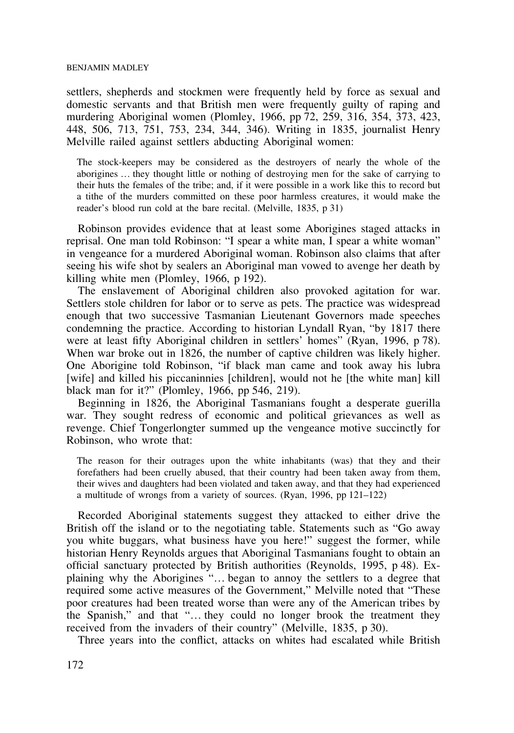settlers, shepherds and stockmen were frequently held by force as sexual and domestic servants and that British men were frequently guilty of raping and murdering Aboriginal women (Plomley, 1966, pp 72, 259, 316, 354, 373, 423, 448, 506, 713, 751, 753, 234, 344, 346). Writing in 1835, journalist Henry Melville railed against settlers abducting Aboriginal women:

> The stock-keepers may be considered as the destroyers of nearly the whole of the aborigines … they thought little or nothing of destroying men for the sake of carrying to their huts the females of the tribe; and, if it were possible in a work like this to record but a tithe of the murders committed on these poor harmless creatures, it would make the reader's blood run cold at the bare recital. (Melville, 1835, p 31)

Robinson provides evidence that at least some Aborigines staged attacks in reprisal. One man told Robinson: "I spear a white man, I spear a white woman" in vengeance for a murdered Aboriginal woman. Robinson also claims that after seeing his wife shot by sealers an Aboriginal man vowed to avenge her death by killing white men (Plomley, 1966, p 192).

The enslavement of Aboriginal children also provoked agitation for war. Settlers stole children for labor or to serve as pets. The practice was widespread enough that two successive Tasmanian Lieutenant Governors made speeches condemning the practice. According to historian Lyndall Ryan, "by 1817 there were at least fifty Aboriginal children in settlers' homes" (Ryan, 1996, p 78). When war broke out in 1826, the number of captive children was likely higher. One Aborigine told Robinson, "if black man came and took away his lubra [wife] and killed his piccaninnies [children], would not he [the white man] kill black man for it?" (Plomley, 1966, pp 546, 219).

Beginning in 1826, the Aboriginal Tasmanians fought a desperate guerilla war. They sought redress of economic and political grievances as well as revenge. Chief Tongerlongter summed up the vengeance motive succinctly for Robinson, who wrote that:

> The reason for their outrages upon the white inhabitants (was) that they and their forefathers had been cruelly abused, that their country had been taken away from them, their wives and daughters had been violated and taken away, and that they had experienced a multitude of wrongs from a variety of sources. (Ryan, 1996, pp 121–122)

Recorded Aboriginal statements suggest they attacked to either drive the British off the island or to the negotiating table. Statements such as "Go away you white buggars, what business have you here!" suggest the former, while historian Henry Reynolds argues that Aboriginal Tasmanians fought to obtain an official sanctuary protected by British authorities (Reynolds, 1995, p 48). Explaining why the Aborigines "… began to annoy the settlers to a degree that required some active measures of the Government," Melville noted that "These poor creatures had been treated worse than were any of the American tribes by the Spanish," and that "… they could no longer brook the treatment they received from the invaders of their country" (Melville, 1835, p 30).

Three years into the conflict, attacks on whites had escalated while British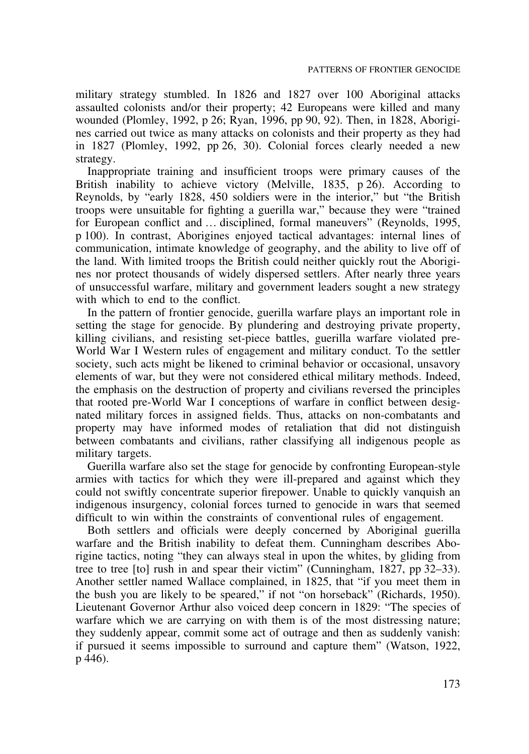military strategy stumbled. In 1826 and 1827 over 100 Aboriginal attacks assaulted colonists and/or their property; 42 Europeans were killed and many wounded (Plomley, 1992, p 26; Ryan, 1996, pp 90, 92). Then, in 1828, Aborigines carried out twice as many attacks on colonists and their property as they had in 1827 (Plomley, 1992, pp 26, 30). Colonial forces clearly needed a new strategy.

Inappropriate training and insufficient troops were primary causes of the British inability to achieve victory (Melville, 1835, p 26). According to Reynolds, by "early 1828, 450 soldiers were in the interior," but "the British troops were unsuitable for fighting a guerilla war," because they were "trained for European conflict and … disciplined, formal maneuvers" (Reynolds, 1995, p 100). In contrast, Aborigines enjoyed tactical advantages: internal lines of communication, intimate knowledge of geography, and the ability to live off of the land. With limited troops the British could neither quickly rout the Aborigines nor protect thousands of widely dispersed settlers. After nearly three years of unsuccessful warfare, military and government leaders sought a new strategy with which to end to the conflict.

In the pattern of frontier genocide, guerilla warfare plays an important role in setting the stage for genocide. By plundering and destroying private property, killing civilians, and resisting set-piece battles, guerilla warfare violated pre-World War I Western rules of engagement and military conduct. To the settler society, such acts might be likened to criminal behavior or occasional, unsavory elements of war, but they were not considered ethical military methods. Indeed, the emphasis on the destruction of property and civilians reversed the principles that rooted pre-World War I conceptions of warfare in conflict between designated military forces in assigned fields. Thus, attacks on non-combatants and property may have informed modes of retaliation that did not distinguish between combatants and civilians, rather classifying all indigenous people as military targets.

Guerilla warfare also set the stage for genocide by confronting European-style armies with tactics for which they were ill-prepared and against which they could not swiftly concentrate superior firepower. Unable to quickly vanquish an indigenous insurgency, colonial forces turned to genocide in wars that seemed difficult to win within the constraints of conventional rules of engagement.

Both settlers and officials were deeply concerned by Aboriginal guerilla warfare and the British inability to defeat them. Cunningham describes Aborigine tactics, noting "they can always steal in upon the whites, by gliding from tree to tree [to] rush in and spear their victim" (Cunningham, 1827, pp 32–33). Another settler named Wallace complained, in 1825, that "if you meet them in the bush you are likely to be speared," if not "on horseback" (Richards, 1950). Lieutenant Governor Arthur also voiced deep concern in 1829: "The species of warfare which we are carrying on with them is of the most distressing nature; they suddenly appear, commit some act of outrage and then as suddenly vanish: if pursued it seems impossible to surround and capture them" (Watson, 1922, p 446).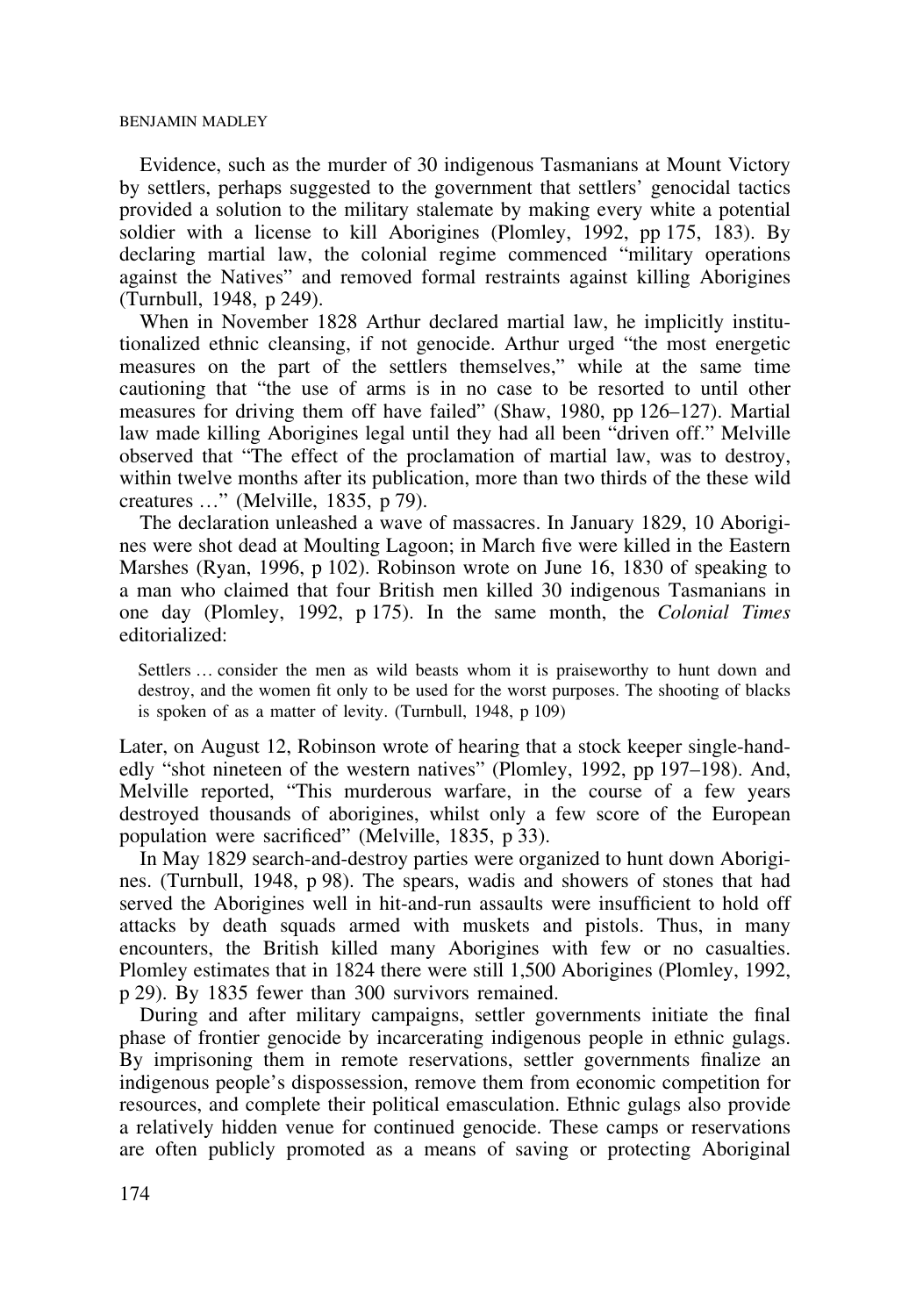Evidence, such as the murder of 30 indigenous Tasmanians at Mount Victory by settlers, perhaps suggested to the government that settlers' genocidal tactics provided a solution to the military stalemate by making every white a potential soldier with a license to kill Aborigines (Plomley, 1992, pp 175, 183). By declaring martial law, the colonial regime commenced "military operations against the Natives" and removed formal restraints against killing Aborigines (Turnbull, 1948, p 249).

When in November 1828 Arthur declared martial law, he implicitly institutionalized ethnic cleansing, if not genocide. Arthur urged "the most energetic measures on the part of the settlers themselves," while at the same time cautioning that "the use of arms is in no case to be resorted to until other measures for driving them off have failed" (Shaw, 1980, pp 126–127). Martial law made killing Aborigines legal until they had all been "driven off." Melville observed that "The effect of the proclamation of martial law, was to destroy, within twelve months after its publication, more than two thirds of the these wild creatures …" (Melville, 1835, p 79).

The declaration unleashed a wave of massacres. In January 1829, 10 Aborigines were shot dead at Moulting Lagoon; in March five were killed in the Eastern Marshes (Ryan, 1996, p 102). Robinson wrote on June 16, 1830 of speaking to a man who claimed that four British men killed 30 indigenous Tasmanians in one day (Plomley, 1992, p 175). In the same month, the *Colonial Times* editorialized:

> Settlers … consider the men as wild beasts whom it is praiseworthy to hunt down and destroy, and the women fit only to be used for the worst purposes. The shooting of blacks is spoken of as a matter of levity. (Turnbull, 1948, p 109)

Later, on August 12, Robinson wrote of hearing that a stock keeper single-handedly "shot nineteen of the western natives" (Plomley, 1992, pp 197–198). And, Melville reported, "This murderous warfare, in the course of a few years destroyed thousands of aborigines, whilst only a few score of the European population were sacrificed" (Melville, 1835, p 33).

In May 1829 search-and-destroy parties were organized to hunt down Aborigines. (Turnbull, 1948, p 98). The spears, wadis and showers of stones that had served the Aborigines well in hit-and-run assaults were insufficient to hold off attacks by death squads armed with muskets and pistols. Thus, in many encounters, the British killed many Aborigines with few or no casualties. Plomley estimates that in 1824 there were still 1,500 Aborigines (Plomley, 1992, p 29). By 1835 fewer than 300 survivors remained.

During and after military campaigns, settler governments initiate the final phase of frontier genocide by incarcerating indigenous people in ethnic gulags. By imprisoning them in remote reservations, settler governments finalize an indigenous people's dispossession, remove them from economic competition for resources, and complete their political emasculation. Ethnic gulags also provide a relatively hidden venue for continued genocide. These camps or reservations are often publicly promoted as a means of saving or protecting Aboriginal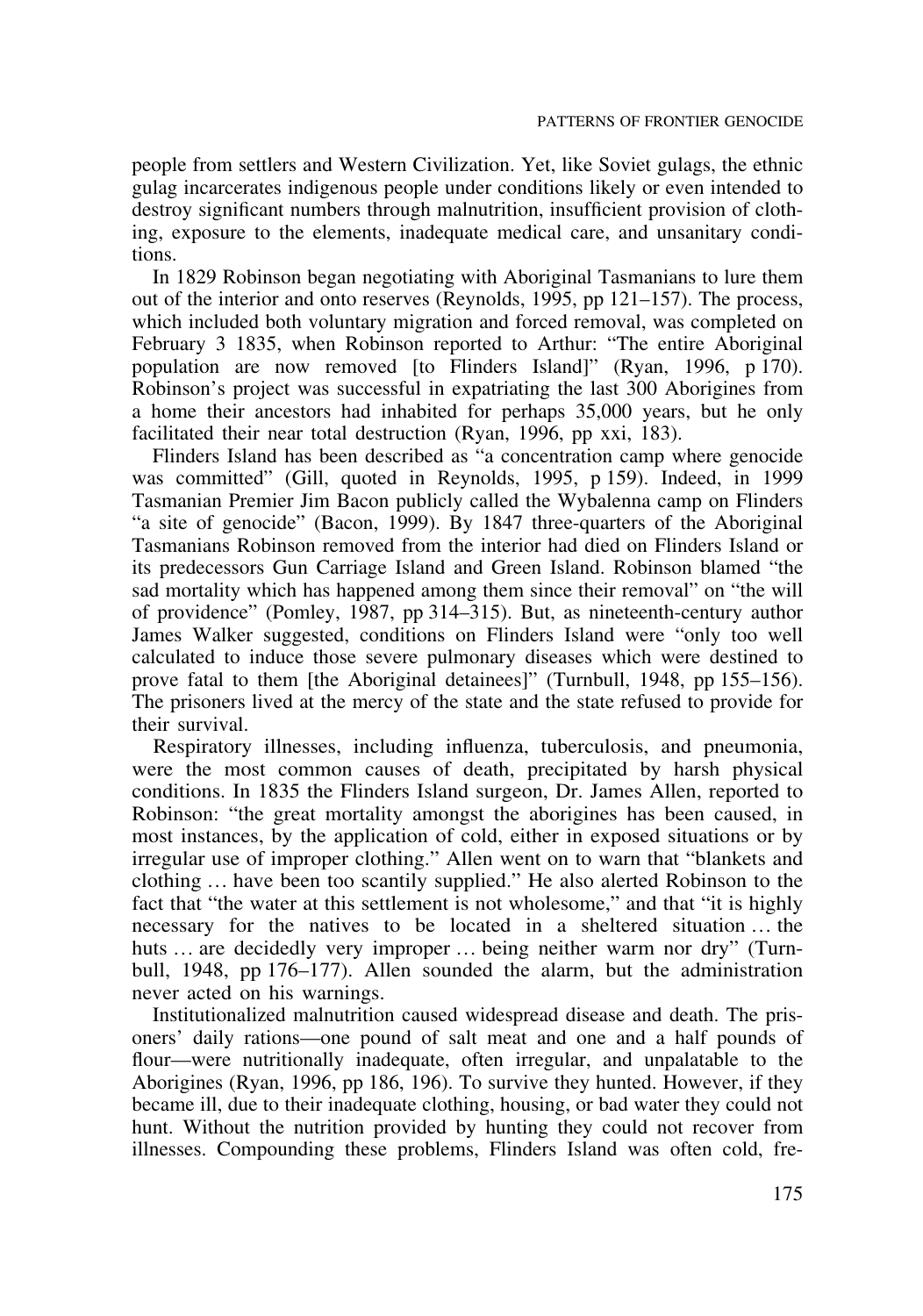people from settlers and Western Civilization. Yet, like Soviet gulags, the ethnic gulag incarcerates indigenous people under conditions likely or even intended to destroy significant numbers through malnutrition, insufficient provision of clothing, exposure to the elements, inadequate medical care, and unsanitary conditions.

In 1829 Robinson began negotiating with Aboriginal Tasmanians to lure them out of the interior and onto reserves (Reynolds, 1995, pp 121–157). The process, which included both voluntary migration and forced removal, was completed on February 3 1835, when Robinson reported to Arthur: "The entire Aboriginal population are now removed [to Flinders Island]" (Ryan, 1996, p 170). Robinson's project was successful in expatriating the last 300 Aborigines from a home their ancestors had inhabited for perhaps 35,000 years, but he only facilitated their near total destruction (Ryan, 1996, pp xxi, 183).

Flinders Island has been described as "a concentration camp where genocide was committed" (Gill, quoted in Reynolds, 1995, p 159). Indeed, in 1999 Tasmanian Premier Jim Bacon publicly called the Wybalenna camp on Flinders "a site of genocide" (Bacon, 1999). By 1847 three-quarters of the Aboriginal Tasmanians Robinson removed from the interior had died on Flinders Island or its predecessors Gun Carriage Island and Green Island. Robinson blamed "the sad mortality which has happened among them since their removal" on "the will of providence" (Pomley, 1987, pp 314–315). But, as nineteenth-century author James Walker suggested, conditions on Flinders Island were "only too well calculated to induce those severe pulmonary diseases which were destined to prove fatal to them [the Aboriginal detainees]" (Turnbull, 1948, pp 155–156). The prisoners lived at the mercy of the state and the state refused to provide for their survival.

Respiratory illnesses, including influenza, tuberculosis, and pneumonia, were the most common causes of death, precipitated by harsh physical conditions. In 1835 the Flinders Island surgeon, Dr. James Allen, reported to Robinson: "the great mortality amongst the aborigines has been caused, in most instances, by the application of cold, either in exposed situations or by irregular use of improper clothing." Allen went on to warn that "blankets and clothing … have been too scantily supplied." He also alerted Robinson to the fact that "the water at this settlement is not wholesome," and that "it is highly necessary for the natives to be located in a sheltered situation … the huts … are decidedly very improper … being neither warm nor dry" (Turnbull, 1948, pp 176–177). Allen sounded the alarm, but the administration never acted on his warnings.

Institutionalized malnutrition caused widespread disease and death. The prisoners' daily rations—one pound of salt meat and one and a half pounds of flour—were nutritionally inadequate, often irregular, and unpalatable to the Aborigines (Ryan, 1996, pp 186, 196). To survive they hunted. However, if they became ill, due to their inadequate clothing, housing, or bad water they could not hunt. Without the nutrition provided by hunting they could not recover from illnesses. Compounding these problems, Flinders Island was often cold, fre-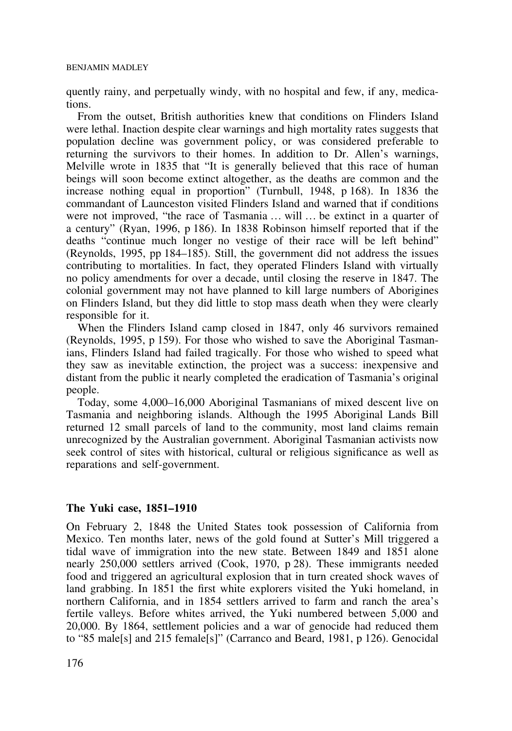quently rainy, and perpetually windy, with no hospital and few, if any, medications.

From the outset, British authorities knew that conditions on Flinders Island were lethal. Inaction despite clear warnings and high mortality rates suggests that population decline was government policy, or was considered preferable to returning the survivors to their homes. In addition to Dr. Allen's warnings, Melville wrote in 1835 that "It is generally believed that this race of human beings will soon become extinct altogether, as the deaths are common and the increase nothing equal in proportion" (Turnbull, 1948, p 168). In 1836 the commandant of Launceston visited Flinders Island and warned that if conditions were not improved, "the race of Tasmania … will … be extinct in a quarter of a century" (Ryan, 1996, p 186). In 1838 Robinson himself reported that if the deaths "continue much longer no vestige of their race will be left behind" (Reynolds, 1995, pp 184–185). Still, the government did not address the issues contributing to mortalities. In fact, they operated Flinders Island with virtually no policy amendments for over a decade, until closing the reserve in 1847. The colonial government may not have planned to kill large numbers of Aborigines on Flinders Island, but they did little to stop mass death when they were clearly responsible for it.

When the Flinders Island camp closed in 1847, only 46 survivors remained (Reynolds, 1995, p 159). For those who wished to save the Aboriginal Tasmanians, Flinders Island had failed tragically. For those who wished to speed what they saw as inevitable extinction, the project was a success: inexpensive and distant from the public it nearly completed the eradication of Tasmania's original people.

Today, some 4,000–16,000 Aboriginal Tasmanians of mixed descent live on Tasmania and neighboring islands. Although the 1995 Aboriginal Lands Bill returned 12 small parcels of land to the community, most land claims remain unrecognized by the Australian government. Aboriginal Tasmanian activists now seek control of sites with historical, cultural or religious significance as well as reparations and self-government.

## The Yuki case, 1851–1910

On February 2, 1848 the United States took possession of California from Mexico. Ten months later, news of the gold found at Sutter's Mill triggered a tidal wave of immigration into the new state. Between 1849 and 1851 alone nearly 250,000 settlers arrived (Cook, 1970, p 28). These immigrants needed food and triggered an agricultural explosion that in turn created shock waves of land grabbing. In 1851 the first white explorers visited the Yuki homeland, in northern California, and in 1854 settlers arrived to farm and ranch the area's fertile valleys. Before whites arrived, the Yuki numbered between 5,000 and 20,000. By 1864, settlement policies and a war of genocide had reduced them to "85 male[s] and 215 female[s]" (Carranco and Beard, 1981, p 126). Genocidal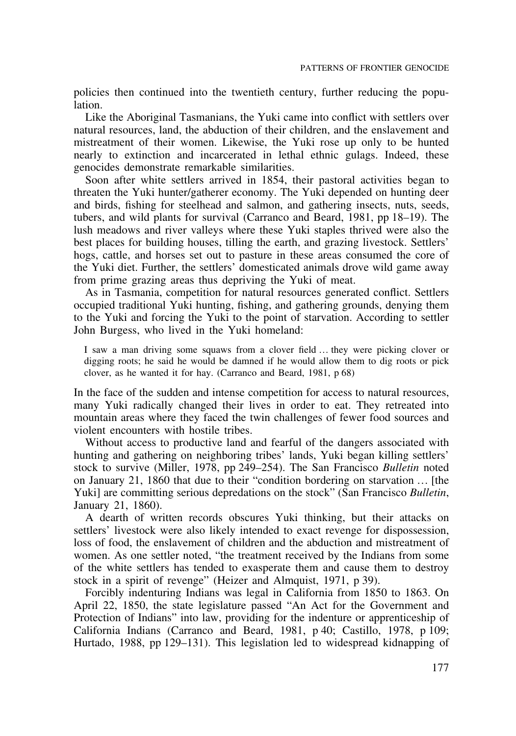policies then continued into the twentieth century, further reducing the population.

Like the Aboriginal Tasmanians, the Yuki came into conflict with settlers over natural resources, land, the abduction of their children, and the enslavement and mistreatment of their women. Likewise, the Yuki rose up only to be hunted nearly to extinction and incarcerated in lethal ethnic gulags. Indeed, these genocides demonstrate remarkable similarities.

Soon after white settlers arrived in 1854, their pastoral activities began to threaten the Yuki hunter/gatherer economy. The Yuki depended on hunting deer and birds, fishing for steelhead and salmon, and gathering insects, nuts, seeds, tubers, and wild plants for survival (Carranco and Beard, 1981, pp 18–19). The lush meadows and river valleys where these Yuki staples thrived were also the best places for building houses, tilling the earth, and grazing livestock. Settlers' hogs, cattle, and horses set out to pasture in these areas consumed the core of the Yuki diet. Further, the settlers' domesticated animals drove wild game away from prime grazing areas thus depriving the Yuki of meat.

As in Tasmania, competition for natural resources generated conflict. Settlers occupied traditional Yuki hunting, fishing, and gathering grounds, denying them to the Yuki and forcing the Yuki to the point of starvation. According to settler John Burgess, who lived in the Yuki homeland:

> I saw a man driving some squaws from a clover field … they were picking clover or digging roots; he said he would be damned if he would allow them to dig roots or pick clover, as he wanted it for hay. (Carranco and Beard, 1981, p 68)

In the face of the sudden and intense competition for access to natural resources, many Yuki radically changed their lives in order to eat. They retreated into mountain areas where they faced the twin challenges of fewer food sources and violent encounters with hostile tribes.

Without access to productive land and fearful of the dangers associated with hunting and gathering on neighboring tribes' lands, Yuki began killing settlers' stock to survive (Miller, 1978, pp 249–254). The San Francisco *Bulletin* noted on January 21, 1860 that due to their "condition bordering on starvation … [the Yuki] are committing serious depredations on the stock" (San Francisco *Bulletin*, January 21, 1860).

A dearth of written records obscures Yuki thinking, but their attacks on settlers' livestock were also likely intended to exact revenge for dispossession, loss of food, the enslavement of children and the abduction and mistreatment of women. As one settler noted, "the treatment received by the Indians from some of the white settlers has tended to exasperate them and cause them to destroy stock in a spirit of revenge" (Heizer and Almquist, 1971, p 39).

Forcibly indenturing Indians was legal in California from 1850 to 1863. On April 22, 1850, the state legislature passed "An Act for the Government and Protection of Indians" into law, providing for the indenture or apprenticeship of California Indians (Carranco and Beard, 1981, p 40; Castillo, 1978, p 109; Hurtado, 1988, pp 129–131). This legislation led to widespread kidnapping of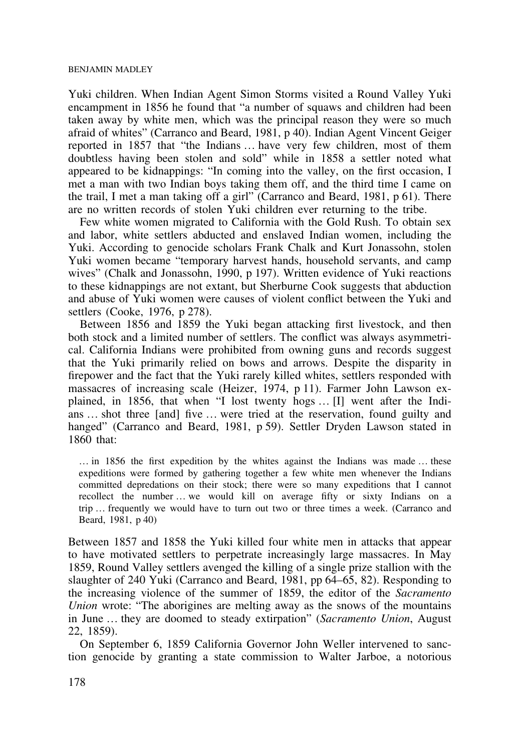Yuki children. When Indian Agent Simon Storms visited a Round Valley Yuki encampment in 1856 he found that "a number of squaws and children had been taken away by white men, which was the principal reason they were so much afraid of whites" (Carranco and Beard, 1981, p 40). Indian Agent Vincent Geiger reported in 1857 that "the Indians … have very few children, most of them doubtless having been stolen and sold" while in 1858 a settler noted what appeared to be kidnappings: "In coming into the valley, on the first occasion, I met a man with two Indian boys taking them off, and the third time I came on the trail, I met a man taking off a girl" (Carranco and Beard, 1981, p 61). There are no written records of stolen Yuki children ever returning to the tribe.

Few white women migrated to California with the Gold Rush. To obtain sex and labor, white settlers abducted and enslaved Indian women, including the Yuki. According to genocide scholars Frank Chalk and Kurt Jonassohn, stolen Yuki women became "temporary harvest hands, household servants, and camp wives" (Chalk and Jonassohn, 1990, p 197). Written evidence of Yuki reactions to these kidnappings are not extant, but Sherburne Cook suggests that abduction and abuse of Yuki women were causes of violent conflict between the Yuki and settlers (Cooke, 1976, p 278).

Between 1856 and 1859 the Yuki began attacking first livestock, and then both stock and a limited number of settlers. The conflict was always asymmetrical. California Indians were prohibited from owning guns and records suggest that the Yuki primarily relied on bows and arrows. Despite the disparity in firepower and the fact that the Yuki rarely killed whites, settlers responded with massacres of increasing scale (Heizer, 1974, p 11). Farmer John Lawson explained, in 1856, that when "I lost twenty hogs … [I] went after the Indians … shot three [and] five … were tried at the reservation, found guilty and hanged" (Carranco and Beard, 1981, p 59). Settler Dryden Lawson stated in 1860 that:

> … in 1856 the first expedition by the whites against the Indians was made … these expeditions were formed by gathering together a few white men whenever the Indians committed depredations on their stock; there were so many expeditions that I cannot recollect the number … we would kill on average fifty or sixty Indians on a trip … frequently we would have to turn out two or three times a week. (Carranco and Beard, 1981, p 40)

Between 1857 and 1858 the Yuki killed four white men in attacks that appear to have motivated settlers to perpetrate increasingly large massacres. In May 1859, Round Valley settlers avenged the killing of a single prize stallion with the slaughter of 240 Yuki (Carranco and Beard, 1981, pp 64–65, 82). Responding to the increasing violence of the summer of 1859, the editor of the *Sacramento Union* wrote: "The aborigines are melting away as the snows of the mountains in June … they are doomed to steady extirpation" (*Sacramento Union*, August 22, 1859).

On September 6, 1859 California Governor John Weller intervened to sanction genocide by granting a state commission to Walter Jarboe, a notorious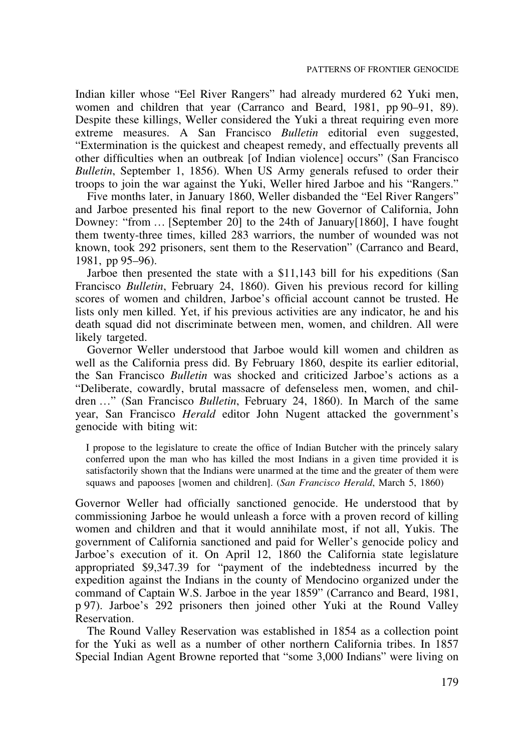Indian killer whose "Eel River Rangers" had already murdered 62 Yuki men, women and children that year (Carranco and Beard, 1981, pp 90–91, 89). Despite these killings, Weller considered the Yuki a threat requiring even more extreme measures. A San Francisco *Bulletin* editorial even suggested, "Extermination is the quickest and cheapest remedy, and effectually prevents all other difficulties when an outbreak [of Indian violence] occurs" (San Francisco *Bulletin*, September 1, 1856). When US Army generals refused to order their troops to join the war against the Yuki, Weller hired Jarboe and his "Rangers."

Five months later, in January 1860, Weller disbanded the "Eel River Rangers" and Jarboe presented his final report to the new Governor of California, John Downey: "from … [September 20] to the 24th of January[1860], I have fought them twenty-three times, killed 283 warriors, the number of wounded was not known, took 292 prisoners, sent them to the Reservation" (Carranco and Beard, 1981, pp 95–96).

Jarboe then presented the state with a $11,143 bill for his expeditions (San Francisco *Bulletin*, February 24, 1860). Given his previous record for killing scores of women and children, Jarboe's official account cannot be trusted. He lists only men killed. Yet, if his previous activities are any indicator, he and his death squad did not discriminate between men, women, and children. All were likely targeted.

Governor Weller understood that Jarboe would kill women and children as well as the California press did. By February 1860, despite its earlier editorial, the San Francisco *Bulletin* was shocked and criticized Jarboe's actions as a "Deliberate, cowardly, brutal massacre of defenseless men, women, and children …" (San Francisco *Bulletin*, February 24, 1860). In March of the same year, San Francisco *Herald* editor John Nugent attacked the government's genocide with biting wit:

> I propose to the legislature to create the office of Indian Butcher with the princely salary conferred upon the man who has killed the most Indians in a given time provided it is satisfactorily shown that the Indians were unarmed at the time and the greater of them were squaws and papooses [women and children]. (*San Francisco Herald*, March 5, 1860)

Governor Weller had officially sanctioned genocide. He understood that by commissioning Jarboe he would unleash a force with a proven record of killing women and children and that it would annihilate most, if not all, Yukis. The government of California sanctioned and paid for Weller's genocide policy and Jarboe's execution of it. On April 12, 1860 the California state legislature appropriated $9,347.39 for "payment of the indebtedness incurred by the expedition against the Indians in the county of Mendocino organized under the command of Captain W.S. Jarboe in the year 1859" (Carranco and Beard, 1981, p 97). Jarboe's 292 prisoners then joined other Yuki at the Round Valley Reservation.

The Round Valley Reservation was established in 1854 as a collection point for the Yuki as well as a number of other northern California tribes. In 1857 Special Indian Agent Browne reported that "some 3,000 Indians" were living on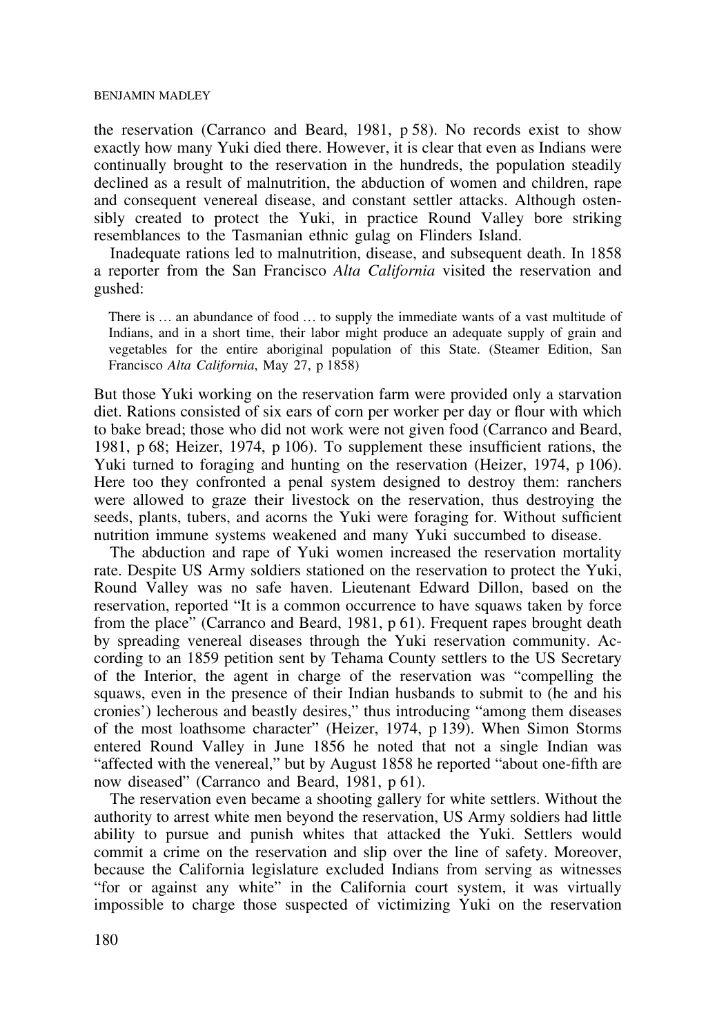the reservation (Carranco and Beard, 1981, p 58). No records exist to show exactly how many Yuki died there. However, it is clear that even as Indians were continually brought to the reservation in the hundreds, the population steadily declined as a result of malnutrition, the abduction of women and children, rape and consequent venereal disease, and constant settler attacks. Although ostensibly created to protect the Yuki, in practice Round Valley bore striking resemblances to the Tasmanian ethnic gulag on Flinders Island.

Inadequate rations led to malnutrition, disease, and subsequent death. In 1858 a reporter from the San Francisco *Alta California* visited the reservation and gushed:

> There is … an abundance of food … to supply the immediate wants of a vast multitude of Indians, and in a short time, their labor might produce an adequate supply of grain and vegetables for the entire aboriginal population of this State. (Steamer Edition, San Francisco *Alta California*, May 27, p 1858)

But those Yuki working on the reservation farm were provided only a starvation diet. Rations consisted of six ears of corn per worker per day or flour with which to bake bread; those who did not work were not given food (Carranco and Beard, 1981, p 68; Heizer, 1974, p 106). To supplement these insufficient rations, the Yuki turned to foraging and hunting on the reservation (Heizer, 1974, p 106). Here too they confronted a penal system designed to destroy them: ranchers were allowed to graze their livestock on the reservation, thus destroying the seeds, plants, tubers, and acorns the Yuki were foraging for. Without sufficient nutrition immune systems weakened and many Yuki succumbed to disease.

The abduction and rape of Yuki women increased the reservation mortality rate. Despite US Army soldiers stationed on the reservation to protect the Yuki, Round Valley was no safe haven. Lieutenant Edward Dillon, based on the reservation, reported "It is a common occurrence to have squaws taken by force from the place" (Carranco and Beard, 1981, p 61). Frequent rapes brought death by spreading venereal diseases through the Yuki reservation community. According to an 1859 petition sent by Tehama County settlers to the US Secretary of the Interior, the agent in charge of the reservation was "compelling the squaws, even in the presence of their Indian husbands to submit to (he and his cronies') lecherous and beastly desires," thus introducing "among them diseases of the most loathsome character" (Heizer, 1974, p 139). When Simon Storms entered Round Valley in June 1856 he noted that not a single Indian was "affected with the venereal," but by August 1858 he reported "about one-fifth are now diseased" (Carranco and Beard, 1981, p 61).

The reservation even became a shooting gallery for white settlers. Without the authority to arrest white men beyond the reservation, US Army soldiers had little ability to pursue and punish whites that attacked the Yuki. Settlers would commit a crime on the reservation and slip over the line of safety. Moreover, because the California legislature excluded Indians from serving as witnesses "for or against any white" in the California court system, it was virtually impossible to charge those suspected of victimizing Yuki on the reservation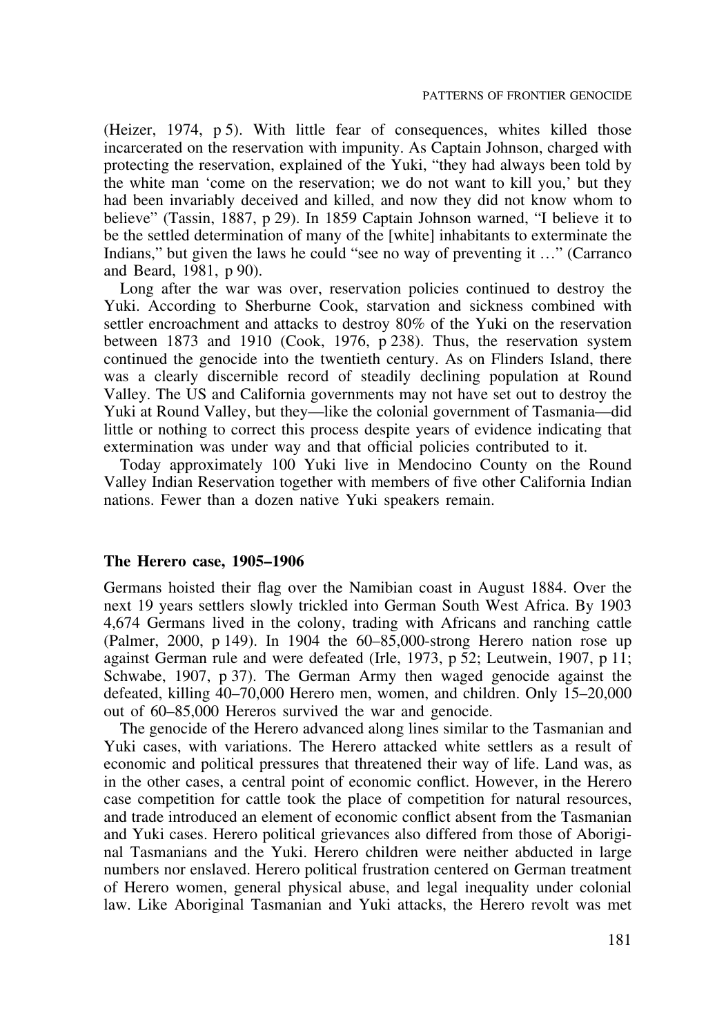(Heizer, 1974, p 5). With little fear of consequences, whites killed those incarcerated on the reservation with impunity. As Captain Johnson, charged with protecting the reservation, explained of the Yuki, "they had always been told by the white man 'come on the reservation; we do not want to kill you,' but they had been invariably deceived and killed, and now they did not know whom to believe" (Tassin, 1887, p 29). In 1859 Captain Johnson warned, "I believe it to be the settled determination of many of the [white] inhabitants to exterminate the Indians," but given the laws he could "see no way of preventing it …" (Carranco and Beard, 1981, p 90).

Long after the war was over, reservation policies continued to destroy the Yuki. According to Sherburne Cook, starvation and sickness combined with settler encroachment and attacks to destroy 80% of the Yuki on the reservation between 1873 and 1910 (Cook, 1976, p 238). Thus, the reservation system continued the genocide into the twentieth century. As on Flinders Island, there was a clearly discernible record of steadily declining population at Round Valley. The US and California governments may not have set out to destroy the Yuki at Round Valley, but they—like the colonial government of Tasmania—did little or nothing to correct this process despite years of evidence indicating that extermination was under way and that official policies contributed to it.

Today approximately 100 Yuki live in Mendocino County on the Round Valley Indian Reservation together with members of five other California Indian nations. Fewer than a dozen native Yuki speakers remain.

## The Herero case, 1905–1906

Germans hoisted their flag over the Namibian coast in August 1884. Over the next 19 years settlers slowly trickled into German South West Africa. By 1903 4,674 Germans lived in the colony, trading with Africans and ranching cattle (Palmer, 2000, p 149). In 1904 the 60–85,000-strong Herero nation rose up against German rule and were defeated (Irle, 1973, p 52; Leutwein, 1907, p 11; Schwabe, 1907, p 37). The German Army then waged genocide against the defeated, killing 40–70,000 Herero men, women, and children. Only 15–20,000 out of 60–85,000 Hereros survived the war and genocide.

The genocide of the Herero advanced along lines similar to the Tasmanian and Yuki cases, with variations. The Herero attacked white settlers as a result of economic and political pressures that threatened their way of life. Land was, as in the other cases, a central point of economic conflict. However, in the Herero case competition for cattle took the place of competition for natural resources, and trade introduced an element of economic conflict absent from the Tasmanian and Yuki cases. Herero political grievances also differed from those of Aboriginal Tasmanians and the Yuki. Herero children were neither abducted in large numbers nor enslaved. Herero political frustration centered on German treatment of Herero women, general physical abuse, and legal inequality under colonial law. Like Aboriginal Tasmanian and Yuki attacks, the Herero revolt was met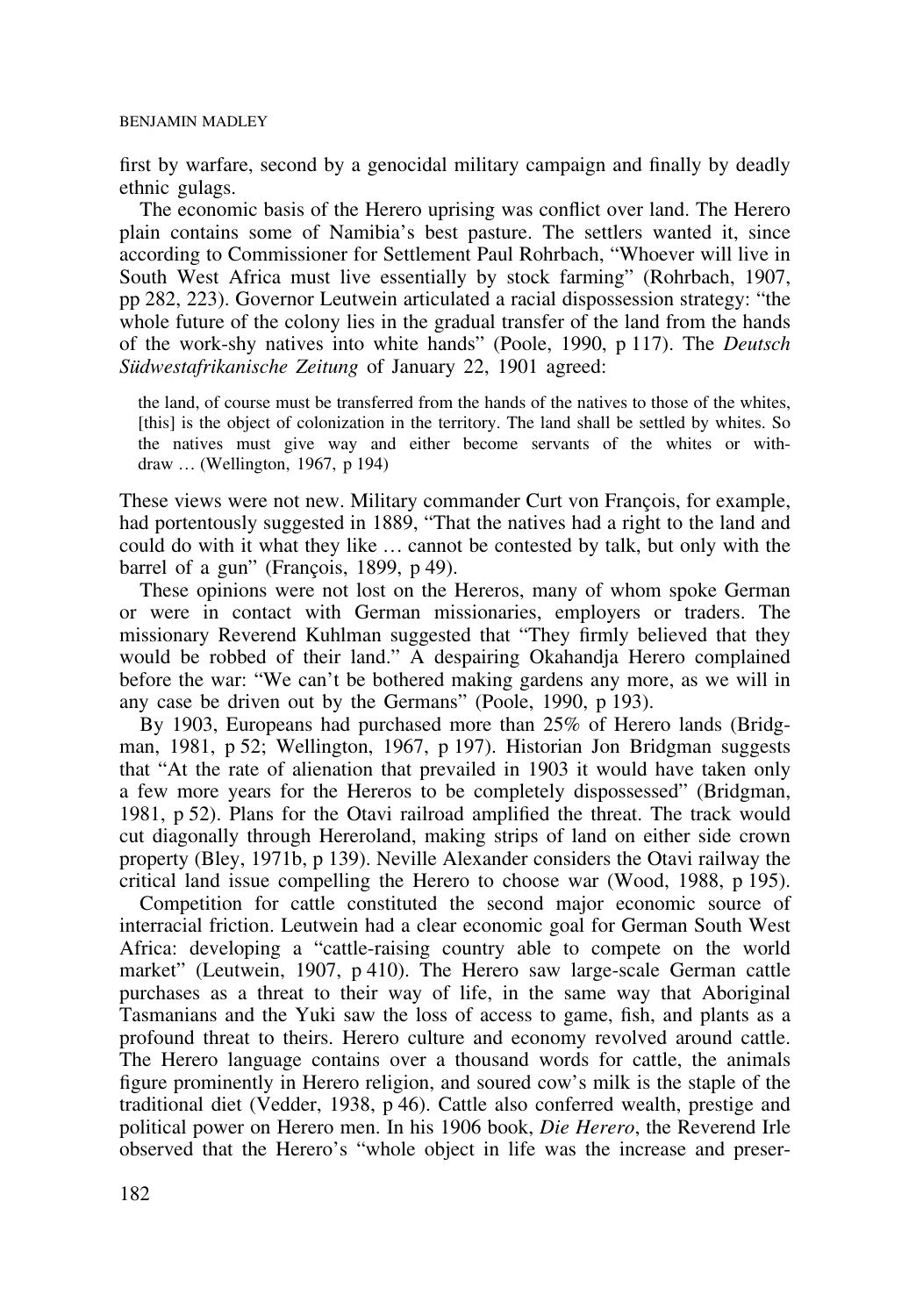first by warfare, second by a genocidal military campaign and finally by deadly ethnic gulags.

The economic basis of the Herero uprising was conflict over land. The Herero plain contains some of Namibia's best pasture. The settlers wanted it, since according to Commissioner for Settlement Paul Rohrbach, "Whoever will live in South West Africa must live essentially by stock farming" (Rohrbach, 1907, pp 282, 223). Governor Leutwein articulated a racial dispossession strategy: "the whole future of the colony lies in the gradual transfer of the land from the hands of the work-shy natives into white hands" (Poole, 1990, p 117). The *Deutsch Südwestafrikanische Zeitung* of January 22, 1901 agreed:

> the land, of course must be transferred from the hands of the natives to those of the whites, [this] is the object of colonization in the territory. The land shall be settled by whites. So the natives must give way and either become servants of the whites or withdraw … (Wellington, 1967, p 194)

These views were not new. Military commander Curt von François, for example, had portentously suggested in 1889, "That the natives had a right to the land and could do with it what they like … cannot be contested by talk, but only with the barrel of a gun" (François, 1899, p 49).

These opinions were not lost on the Hereros, many of whom spoke German or were in contact with German missionaries, employers or traders. The missionary Reverend Kuhlman suggested that "They firmly believed that they would be robbed of their land." A despairing Okahandja Herero complained before the war: "We can't be bothered making gardens any more, as we will in any case be driven out by the Germans" (Poole, 1990, p 193).

By 1903, Europeans had purchased more than 25% of Herero lands (Bridgman, 1981, p 52; Wellington, 1967, p 197). Historian Jon Bridgman suggests that "At the rate of alienation that prevailed in 1903 it would have taken only a few more years for the Hereros to be completely dispossessed" (Bridgman, 1981, p 52). Plans for the Otavi railroad amplified the threat. The track would cut diagonally through Hereroland, making strips of land on either side crown property (Bley, 1971b, p 139). Neville Alexander considers the Otavi railway the critical land issue compelling the Herero to choose war (Wood, 1988, p 195).

Competition for cattle constituted the second major economic source of interracial friction. Leutwein had a clear economic goal for German South West Africa: developing a "cattle-raising country able to compete on the world market" (Leutwein, 1907, p 410). The Herero saw large-scale German cattle purchases as a threat to their way of life, in the same way that Aboriginal Tasmanians and the Yuki saw the loss of access to game, fish, and plants as a profound threat to theirs. Herero culture and economy revolved around cattle. The Herero language contains over a thousand words for cattle, the animals figure prominently in Herero religion, and soured cow's milk is the staple of the traditional diet (Vedder, 1938, p 46). Cattle also conferred wealth, prestige and political power on Herero men. In his 1906 book, *Die Herero*, the Reverend Irle observed that the Herero's "whole object in life was the increase and preser-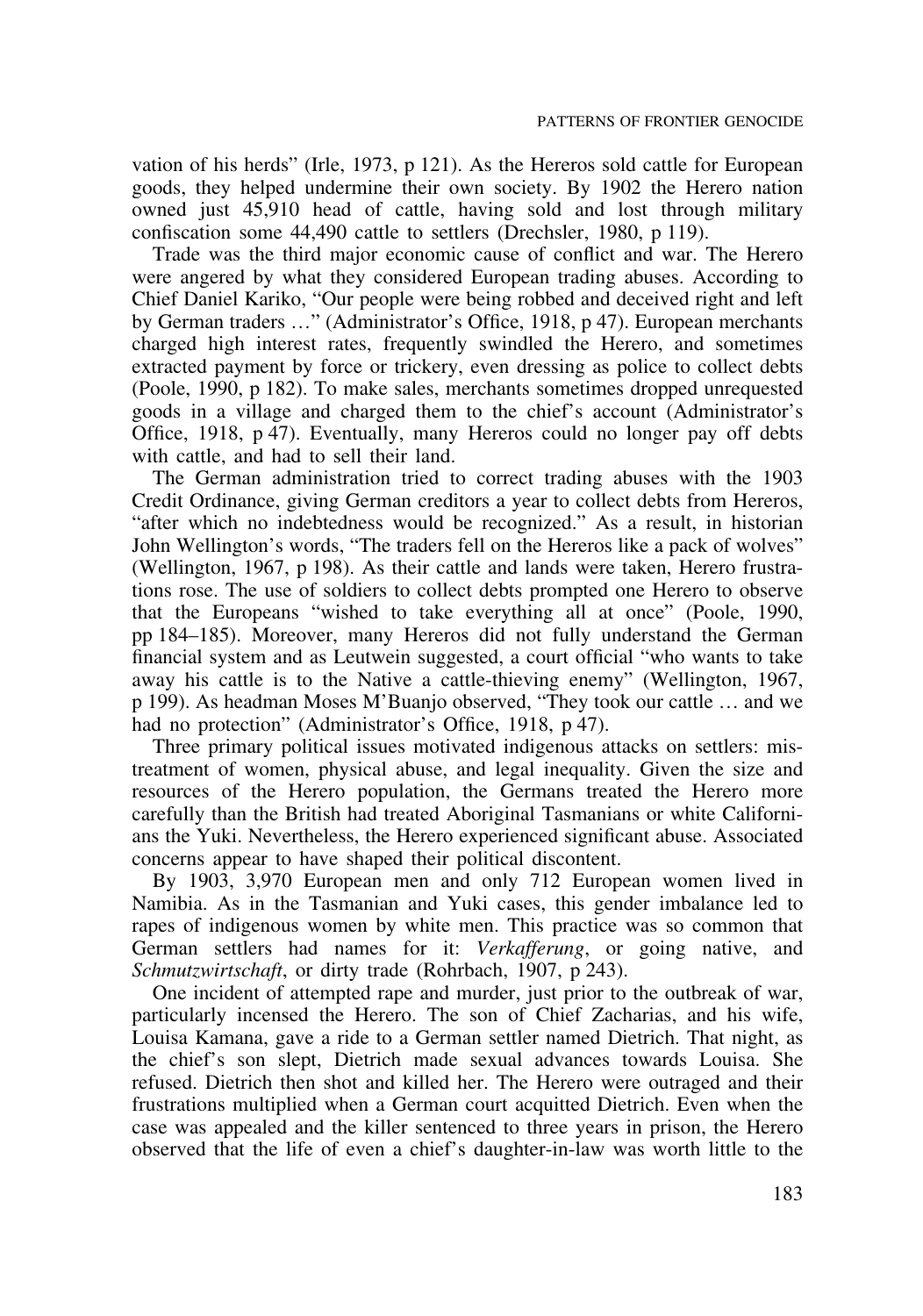vation of his herds" (Irle, 1973, p 121). As the Hereros sold cattle for European goods, they helped undermine their own society. By 1902 the Herero nation owned just 45,910 head of cattle, having sold and lost through military confiscation some 44,490 cattle to settlers (Drechsler, 1980, p 119).

Trade was the third major economic cause of conflict and war. The Herero were angered by what they considered European trading abuses. According to Chief Daniel Kariko, "Our people were being robbed and deceived right and left by German traders …" (Administrator's Office, 1918, p 47). European merchants charged high interest rates, frequently swindled the Herero, and sometimes extracted payment by force or trickery, even dressing as police to collect debts (Poole, 1990, p 182). To make sales, merchants sometimes dropped unrequested goods in a village and charged them to the chief's account (Administrator's Office, 1918, p 47). Eventually, many Hereros could no longer pay off debts with cattle, and had to sell their land.

The German administration tried to correct trading abuses with the 1903 Credit Ordinance, giving German creditors a year to collect debts from Hereros, "after which no indebtedness would be recognized." As a result, in historian John Wellington's words, "The traders fell on the Hereros like a pack of wolves" (Wellington, 1967, p 198). As their cattle and lands were taken, Herero frustrations rose. The use of soldiers to collect debts prompted one Herero to observe that the Europeans "wished to take everything all at once" (Poole, 1990, pp 184–185). Moreover, many Hereros did not fully understand the German financial system and as Leutwein suggested, a court official "who wants to take away his cattle is to the Native a cattle-thieving enemy" (Wellington, 1967, p 199). As headman Moses M'Buanjo observed, "They took our cattle … and we had no protection" (Administrator's Office, 1918, p 47).

Three primary political issues motivated indigenous attacks on settlers: mistreatment of women, physical abuse, and legal inequality. Given the size and resources of the Herero population, the Germans treated the Herero more carefully than the British had treated Aboriginal Tasmanians or white Californians the Yuki. Nevertheless, the Herero experienced significant abuse. Associated concerns appear to have shaped their political discontent.

By 1903, 3,970 European men and only 712 European women lived in Namibia. As in the Tasmanian and Yuki cases, this gender imbalance led to rapes of indigenous women by white men. This practice was so common that German settlers had names for it: *Verkafferung*, or going native, and *Schmutzwirtschaft*, or dirty trade (Rohrbach, 1907, p 243).

One incident of attempted rape and murder, just prior to the outbreak of war, particularly incensed the Herero. The son of Chief Zacharias, and his wife, Louisa Kamana, gave a ride to a German settler named Dietrich. That night, as the chief's son slept, Dietrich made sexual advances towards Louisa. She refused. Dietrich then shot and killed her. The Herero were outraged and their frustrations multiplied when a German court acquitted Dietrich. Even when the case was appealed and the killer sentenced to three years in prison, the Herero observed that the life of even a chief's daughter-in-law was worth little to the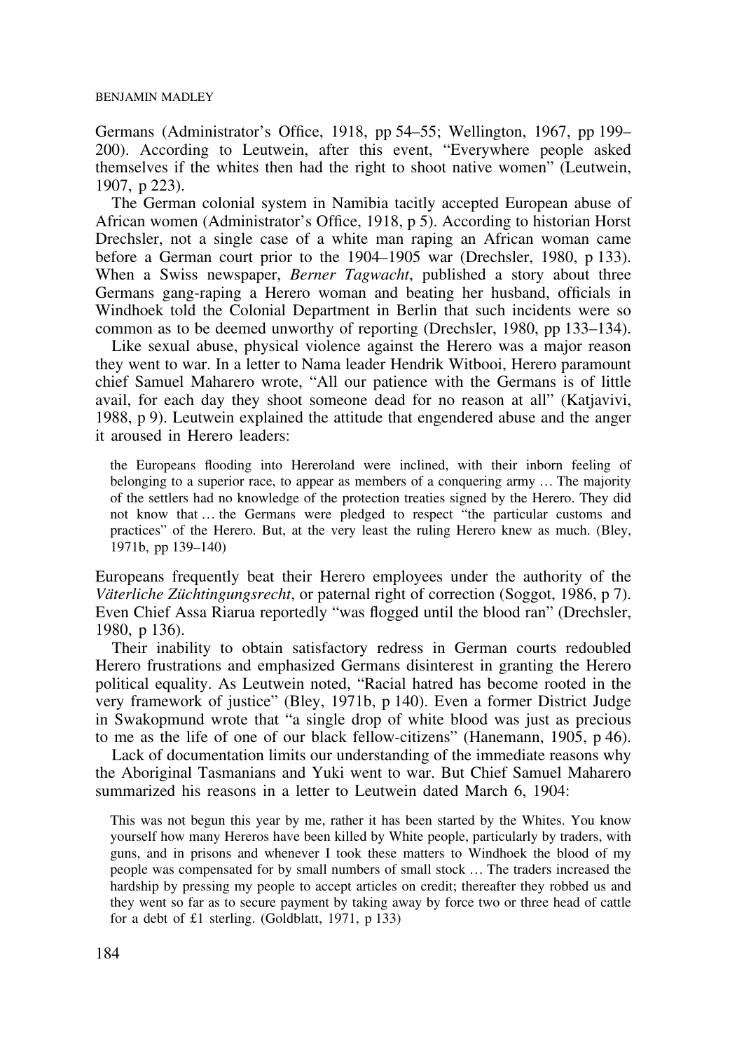Germans (Administrator's Office, 1918, pp 54–55; Wellington, 1967, pp 199–200). According to Leutwein, after this event, "Everywhere people asked themselves if the whites then had the right to shoot native women" (Leutwein, 1907, p 223).

The German colonial system in Namibia tacitly accepted European abuse of African women (Administrator's Office, 1918, p 5). According to historian Horst Drechsler, not a single case of a white man raping an African woman came before a German court prior to the 1904–1905 war (Drechsler, 1980, p 133). When a Swiss newspaper, *Berner Tagwacht*, published a story about three Germans gang-raping a Herero woman and beating her husband, officials in Windhoek told the Colonial Department in Berlin that such incidents were so common as to be deemed unworthy of reporting (Drechsler, 1980, pp 133–134).

Like sexual abuse, physical violence against the Herero was a major reason they went to war. In a letter to Nama leader Hendrik Witbooi, Herero paramount chief Samuel Maharero wrote, "All our patience with the Germans is of little avail, for each day they shoot someone dead for no reason at all" (Katjavivi, 1988, p 9). Leutwein explained the attitude that engendered abuse and the anger it aroused in Herero leaders:

> the Europeans flooding into Hereroland were inclined, with their inborn feeling of belonging to a superior race, to appear as members of a conquering army … The majority of the settlers had no knowledge of the protection treaties signed by the Herero. They did not know that … the Germans were pledged to respect "the particular customs and practices" of the Herero. But, at the very least the ruling Herero knew as much. (Bley, 1971b, pp 139–140)

Europeans frequently beat their Herero employees under the authority of the *Väterliche Züchtingungsrecht*, or paternal right of correction (Soggot, 1986, p 7). Even Chief Assa Riarua reportedly "was flogged until the blood ran" (Drechsler, 1980, p 136).

Their inability to obtain satisfactory redress in German courts redoubled Herero frustrations and emphasized Germans disinterest in granting the Herero political equality. As Leutwein noted, "Racial hatred has become rooted in the very framework of justice" (Bley, 1971b, p 140). Even a former District Judge in Swakopmund wrote that "a single drop of white blood was just as precious to me as the life of one of our black fellow-citizens" (Hanemann, 1905, p 46).

Lack of documentation limits our understanding of the immediate reasons why the Aboriginal Tasmanians and Yuki went to war. But Chief Samuel Maharero summarized his reasons in a letter to Leutwein dated March 6, 1904:

> This was not begun this year by me, rather it has been started by the Whites. You know yourself how many Hereros have been killed by White people, particularly by traders, with guns, and in prisons and whenever I took these matters to Windhoek the blood of my people was compensated for by small numbers of small stock … The traders increased the hardship by pressing my people to accept articles on credit; thereafter they robbed us and they went so far as to secure payment by taking away by force two or three head of cattle for a debt of £1 sterling. (Goldblatt, 1971, p 133)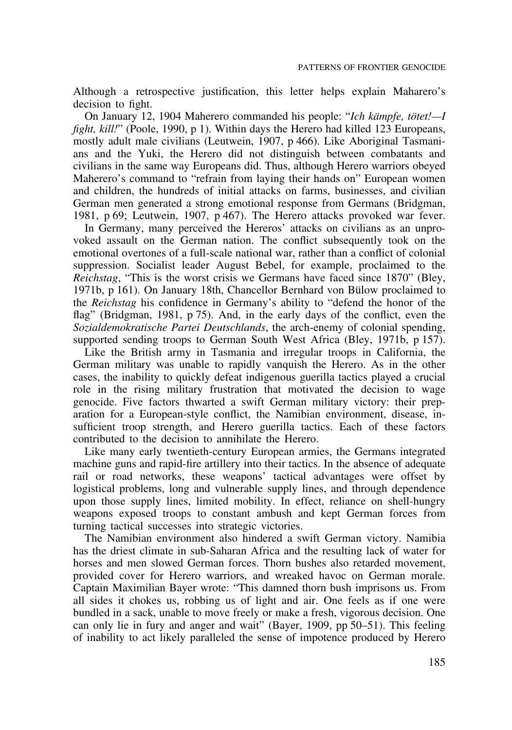Although a retrospective justification, this letter helps explain Maharero's decision to fight.

On January 12, 1904 Maherero commanded his people: "*Ich kämpfe, tötet!—I fight, kill!*" (Poole, 1990, p 1). Within days the Herero had killed 123 Europeans, mostly adult male civilians (Leutwein, 1907, p 466). Like Aboriginal Tasmanians and the Yuki, the Herero did not distinguish between combatants and civilians in the same way Europeans did. Thus, although Herero warriors obeyed Maherero's command to "refrain from laying their hands on" European women and children, the hundreds of initial attacks on farms, businesses, and civilian German men generated a strong emotional response from Germans (Bridgman, 1981, p 69; Leutwein, 1907, p 467). The Herero attacks provoked war fever.

In Germany, many perceived the Hereros' attacks on civilians as an unprovoked assault on the German nation. The conflict subsequently took on the emotional overtones of a full-scale national war, rather than a conflict of colonial suppression. Socialist leader August Bebel, for example, proclaimed to the *Reichstag*, "This is the worst crisis we Germans have faced since 1870" (Bley, 1971b, p 161). On January 18th, Chancellor Bernhard von Bülow proclaimed to the *Reichstag* his confidence in Germany's ability to "defend the honor of the flag" (Bridgman, 1981, p 75). And, in the early days of the conflict, even the *Sozialdemokratische Partei Deutschlands*, the arch-enemy of colonial spending, supported sending troops to German South West Africa (Bley, 1971b, p 157).

Like the British army in Tasmania and irregular troops in California, the German military was unable to rapidly vanquish the Herero. As in the other cases, the inability to quickly defeat indigenous guerilla tactics played a crucial role in the rising military frustration that motivated the decision to wage genocide. Five factors thwarted a swift German military victory: their preparation for a European-style conflict, the Namibian environment, disease, insufficient troop strength, and Herero guerilla tactics. Each of these factors contributed to the decision to annihilate the Herero.

Like many early twentieth-century European armies, the Germans integrated machine guns and rapid-fire artillery into their tactics. In the absence of adequate rail or road networks, these weapons' tactical advantages were offset by logistical problems, long and vulnerable supply lines, and through dependence upon those supply lines, limited mobility. In effect, reliance on shell-hungry weapons exposed troops to constant ambush and kept German forces from turning tactical successes into strategic victories.

The Namibian environment also hindered a swift German victory. Namibia has the driest climate in sub-Saharan Africa and the resulting lack of water for horses and men slowed German forces. Thorn bushes also retarded movement, provided cover for Herero warriors, and wreaked havoc on German morale. Captain Maximilian Bayer wrote: "This damned thorn bush imprisons us. From all sides it chokes us, robbing us of light and air. One feels as if one were bundled in a sack, unable to move freely or make a fresh, vigorous decision. One can only lie in fury and anger and wait" (Bayer, 1909, pp 50–51). This feeling of inability to act likely paralleled the sense of impotence produced by Herero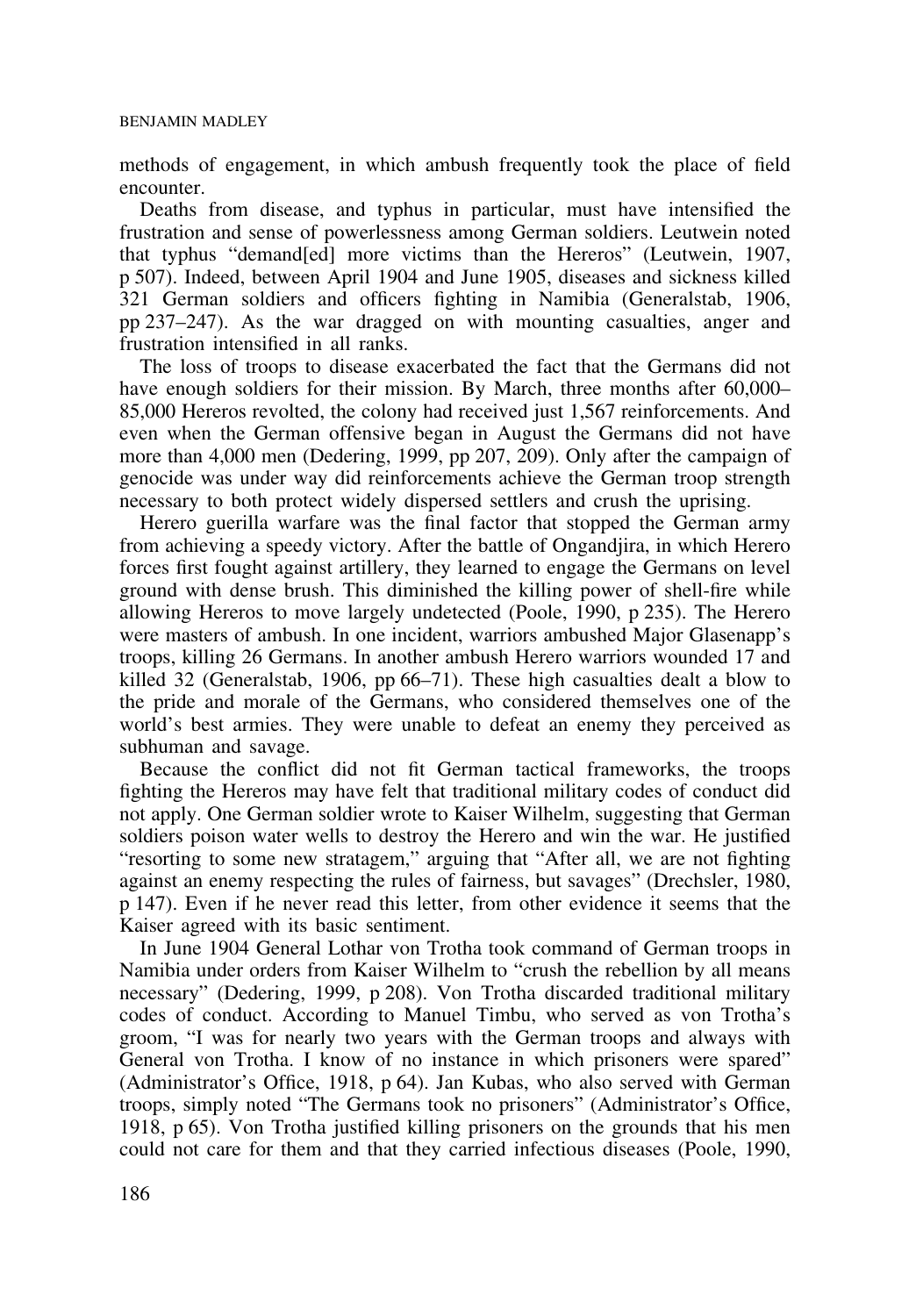methods of engagement, in which ambush frequently took the place of field encounter.

Deaths from disease, and typhus in particular, must have intensified the frustration and sense of powerlessness among German soldiers. Leutwein noted that typhus "demand[ed] more victims than the Hereros" (Leutwein, 1907, p 507). Indeed, between April 1904 and June 1905, diseases and sickness killed 321 German soldiers and officers fighting in Namibia (Generalstab, 1906, pp 237–247). As the war dragged on with mounting casualties, anger and frustration intensified in all ranks.

The loss of troops to disease exacerbated the fact that the Germans did not have enough soldiers for their mission. By March, three months after 60,000–85,000 Hereros revolted, the colony had received just 1,567 reinforcements. And even when the German offensive began in August the Germans did not have more than 4,000 men (Dedering, 1999, pp 207, 209). Only after the campaign of genocide was under way did reinforcements achieve the German troop strength necessary to both protect widely dispersed settlers and crush the uprising.

Herero guerilla warfare was the final factor that stopped the German army from achieving a speedy victory. After the battle of Ongandjira, in which Herero forces first fought against artillery, they learned to engage the Germans on level ground with dense brush. This diminished the killing power of shell-fire while allowing Hereros to move largely undetected (Poole, 1990, p 235). The Herero were masters of ambush. In one incident, warriors ambushed Major Glasenapp's troops, killing 26 Germans. In another ambush Herero warriors wounded 17 and killed 32 (Generalstab, 1906, pp 66–71). These high casualties dealt a blow to the pride and morale of the Germans, who considered themselves one of the world's best armies. They were unable to defeat an enemy they perceived as subhuman and savage.

Because the conflict did not fit German tactical frameworks, the troops fighting the Hereros may have felt that traditional military codes of conduct did not apply. One German soldier wrote to Kaiser Wilhelm, suggesting that German soldiers poison water wells to destroy the Herero and win the war. He justified "resorting to some new stratagem," arguing that "After all, we are not fighting against an enemy respecting the rules of fairness, but savages" (Drechsler, 1980, p 147). Even if he never read this letter, from other evidence it seems that the Kaiser agreed with its basic sentiment.

In June 1904 General Lothar von Trotha took command of German troops in Namibia under orders from Kaiser Wilhelm to "crush the rebellion by all means necessary" (Dedering, 1999, p 208). Von Trotha discarded traditional military codes of conduct. According to Manuel Timbu, who served as von Trotha's groom, "I was for nearly two years with the German troops and always with General von Trotha. I know of no instance in which prisoners were spared" (Administrator's Office, 1918, p 64). Jan Kubas, who also served with German troops, simply noted "The Germans took no prisoners" (Administrator's Office, 1918, p 65). Von Trotha justified killing prisoners on the grounds that his men could not care for them and that they carried infectious diseases (Poole, 1990,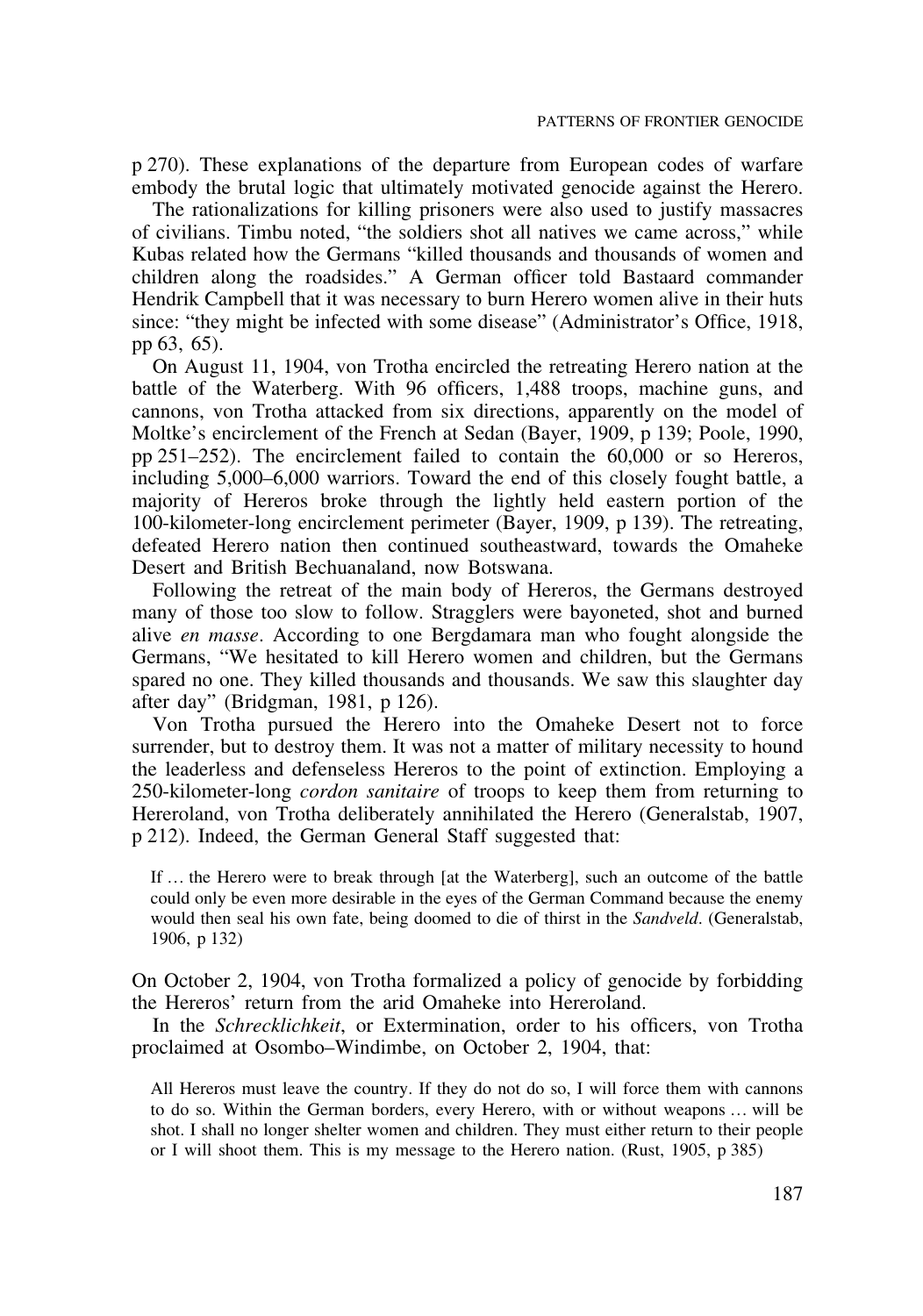p 270). These explanations of the departure from European codes of warfare embody the brutal logic that ultimately motivated genocide against the Herero.

The rationalizations for killing prisoners were also used to justify massacres of civilians. Timbu noted, "the soldiers shot all natives we came across," while Kubas related how the Germans "killed thousands and thousands of women and children along the roadsides." A German officer told Bastaard commander Hendrik Campbell that it was necessary to burn Herero women alive in their huts since: "they might be infected with some disease" (Administrator's Office, 1918, pp 63, 65).

On August 11, 1904, von Trotha encircled the retreating Herero nation at the battle of the Waterberg. With 96 officers, 1,488 troops, machine guns, and cannons, von Trotha attacked from six directions, apparently on the model of Moltke's encirclement of the French at Sedan (Bayer, 1909, p 139; Poole, 1990, pp 251–252). The encirclement failed to contain the 60,000 or so Hereros, including 5,000–6,000 warriors. Toward the end of this closely fought battle, a majority of Hereros broke through the lightly held eastern portion of the 100-kilometer-long encirclement perimeter (Bayer, 1909, p 139). The retreating, defeated Herero nation then continued southeastward, towards the Omaheke Desert and British Bechuanaland, now Botswana.

Following the retreat of the main body of Hereros, the Germans destroyed many of those too slow to follow. Stragglers were bayoneted, shot and burned alive *en masse*. According to one Bergdamara man who fought alongside the Germans, "We hesitated to kill Herero women and children, but the Germans spared no one. They killed thousands and thousands. We saw this slaughter day after day" (Bridgman, 1981, p 126).

Von Trotha pursued the Herero into the Omaheke Desert not to force surrender, but to destroy them. It was not a matter of military necessity to hound the leaderless and defenseless Hereros to the point of extinction. Employing a 250-kilometer-long *cordon sanitaire* of troops to keep them from returning to Hereroland, von Trotha deliberately annihilated the Herero (Generalstab, 1907, p 212). Indeed, the German General Staff suggested that:

> If … the Herero were to break through [at the Waterberg], such an outcome of the battle could only be even more desirable in the eyes of the German Command because the enemy would then seal his own fate, being doomed to die of thirst in the *Sandveld*. (Generalstab, 1906, p 132)

On October 2, 1904, von Trotha formalized a policy of genocide by forbidding the Hereros' return from the arid Omaheke into Hereroland.

In the *Schrecklichkeit*, or Extermination, order to his officers, von Trotha proclaimed at Osombo–Windimbe, on October 2, 1904, that:

> All Hereros must leave the country. If they do not do so, I will force them with cannons to do so. Within the German borders, every Herero, with or without weapons … will be shot. I shall no longer shelter women and children. They must either return to their people or I will shoot them. This is my message to the Herero nation. (Rust, 1905, p 385)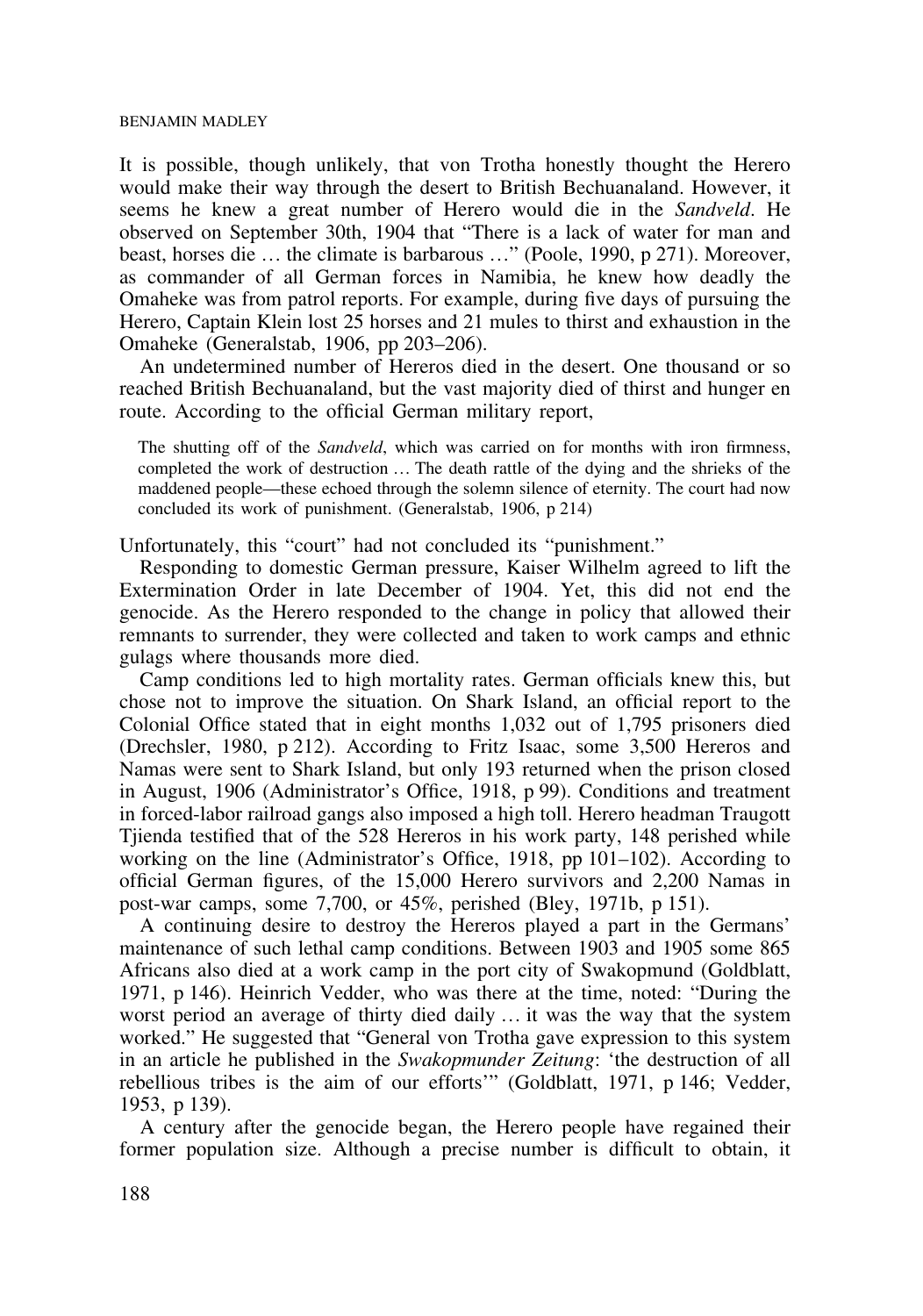It is possible, though unlikely, that von Trotha honestly thought the Herero would make their way through the desert to British Bechuanaland. However, it seems he knew a great number of Herero would die in the *Sandveld*. He observed on September 30th, 1904 that "There is a lack of water for man and beast, horses die … the climate is barbarous …" (Poole, 1990, p 271). Moreover, as commander of all German forces in Namibia, he knew how deadly the Omaheke was from patrol reports. For example, during five days of pursuing the Herero, Captain Klein lost 25 horses and 21 mules to thirst and exhaustion in the Omaheke (Generalstab, 1906, pp 203–206).

An undetermined number of Hereros died in the desert. One thousand or so reached British Bechuanaland, but the vast majority died of thirst and hunger en route. According to the official German military report,

> The shutting off of the *Sandveld*, which was carried on for months with iron firmness, completed the work of destruction … The death rattle of the dying and the shrieks of the maddened people—these echoed through the solemn silence of eternity. The court had now concluded its work of punishment. (Generalstab, 1906, p 214)

Unfortunately, this "court" had not concluded its "punishment."

Responding to domestic German pressure, Kaiser Wilhelm agreed to lift the Extermination Order in late December of 1904. Yet, this did not end the genocide. As the Herero responded to the change in policy that allowed their remnants to surrender, they were collected and taken to work camps and ethnic gulags where thousands more died.

Camp conditions led to high mortality rates. German officials knew this, but chose not to improve the situation. On Shark Island, an official report to the Colonial Office stated that in eight months 1,032 out of 1,795 prisoners died (Drechsler, 1980, p 212). According to Fritz Isaac, some 3,500 Hereros and Namas were sent to Shark Island, but only 193 returned when the prison closed in August, 1906 (Administrator's Office, 1918, p 99). Conditions and treatment in forced-labor railroad gangs also imposed a high toll. Herero headman Traugott Tjienda testified that of the 528 Hereros in his work party, 148 perished while working on the line (Administrator's Office, 1918, pp 101–102). According to official German figures, of the 15,000 Herero survivors and 2,200 Namas in post-war camps, some 7,700, or 45%, perished (Bley, 1971b, p 151).

A continuing desire to destroy the Hereros played a part in the Germans' maintenance of such lethal camp conditions. Between 1903 and 1905 some 865 Africans also died at a work camp in the port city of Swakopmund (Goldblatt, 1971, p 146). Heinrich Vedder, who was there at the time, noted: "During the worst period an average of thirty died daily … it was the way that the system worked." He suggested that "General von Trotha gave expression to this system in an article he published in the *Swakopmunder Zeitung*: 'the destruction of all rebellious tribes is the aim of our efforts'" (Goldblatt, 1971, p 146; Vedder, 1953, p 139).

A century after the genocide began, the Herero people have regained their former population size. Although a precise number is difficult to obtain, it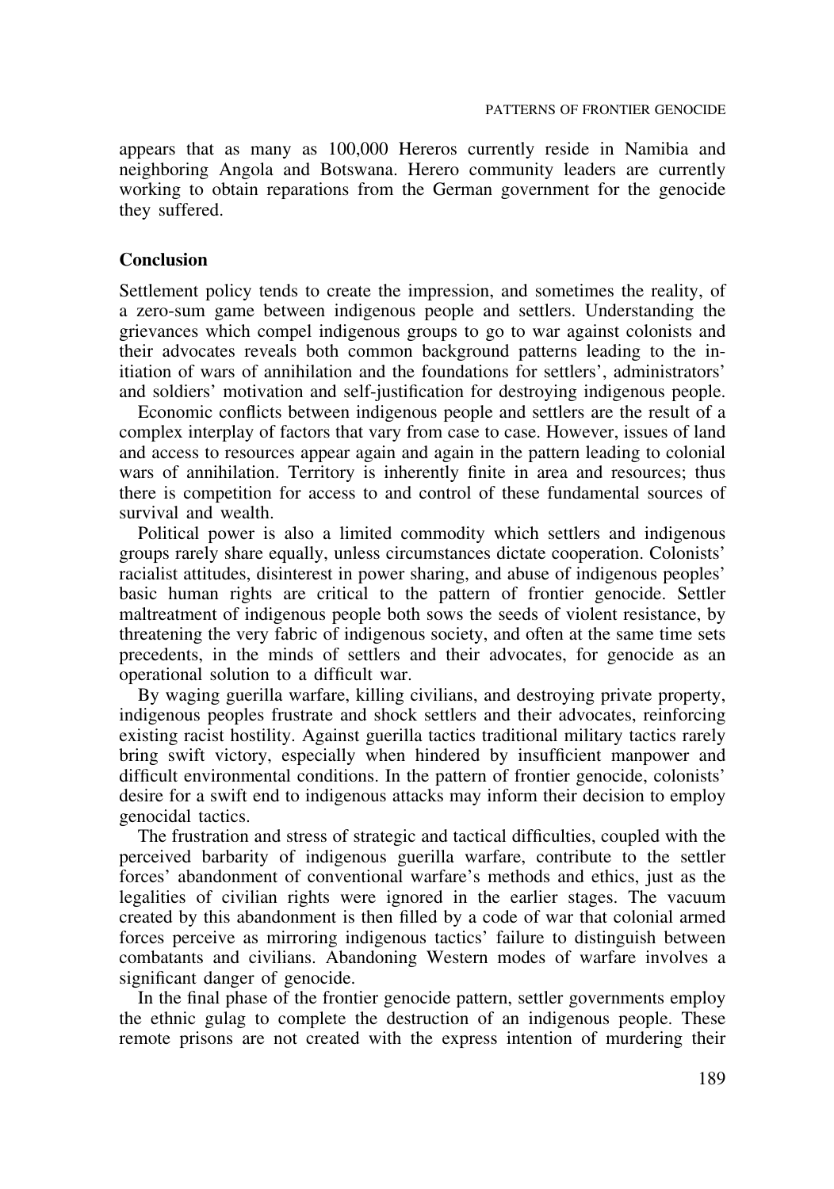appears that as many as 100,000 Hereros currently reside in Namibia and neighboring Angola and Botswana. Herero community leaders are currently working to obtain reparations from the German government for the genocide they suffered.

## Conclusion

Settlement policy tends to create the impression, and sometimes the reality, of a zero-sum game between indigenous people and settlers. Understanding the grievances which compel indigenous groups to go to war against colonists and their advocates reveals both common background patterns leading to the initiation of wars of annihilation and the foundations for settlers', administrators' and soldiers' motivation and self-justification for destroying indigenous people.

Economic conflicts between indigenous people and settlers are the result of a complex interplay of factors that vary from case to case. However, issues of land and access to resources appear again and again in the pattern leading to colonial wars of annihilation. Territory is inherently finite in area and resources; thus there is competition for access to and control of these fundamental sources of survival and wealth.

Political power is also a limited commodity which settlers and indigenous groups rarely share equally, unless circumstances dictate cooperation. Colonists' racialist attitudes, disinterest in power sharing, and abuse of indigenous peoples' basic human rights are critical to the pattern of frontier genocide. Settler maltreatment of indigenous people both sows the seeds of violent resistance, by threatening the very fabric of indigenous society, and often at the same time sets precedents, in the minds of settlers and their advocates, for genocide as an operational solution to a difficult war.

By waging guerilla warfare, killing civilians, and destroying private property, indigenous peoples frustrate and shock settlers and their advocates, reinforcing existing racist hostility. Against guerilla tactics traditional military tactics rarely bring swift victory, especially when hindered by insufficient manpower and difficult environmental conditions. In the pattern of frontier genocide, colonists' desire for a swift end to indigenous attacks may inform their decision to employ genocidal tactics.

The frustration and stress of strategic and tactical difficulties, coupled with the perceived barbarity of indigenous guerilla warfare, contribute to the settler forces' abandonment of conventional warfare's methods and ethics, just as the legalities of civilian rights were ignored in the earlier stages. The vacuum created by this abandonment is then filled by a code of war that colonial armed forces perceive as mirroring indigenous tactics' failure to distinguish between combatants and civilians. Abandoning Western modes of warfare involves a significant danger of genocide.

In the final phase of the frontier genocide pattern, settler governments employ the ethnic gulag to complete the destruction of an indigenous people. These remote prisons are not created with the express intention of murdering their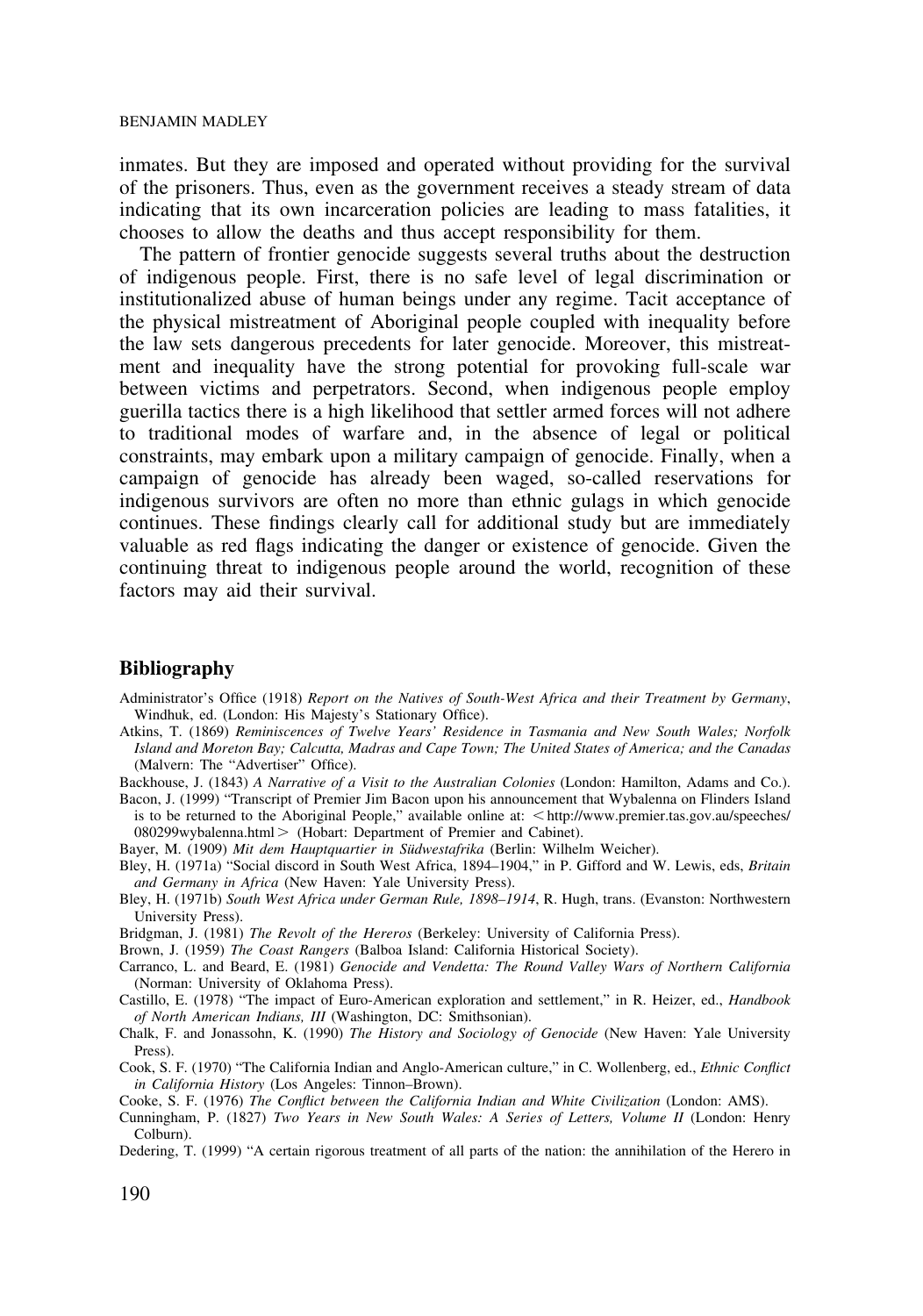inmates. But they are imposed and operated without providing for the survival of the prisoners. Thus, even as the government receives a steady stream of data indicating that its own incarceration policies are leading to mass fatalities, it chooses to allow the deaths and thus accept responsibility for them.

The pattern of frontier genocide suggests several truths about the destruction of indigenous people. First, there is no safe level of legal discrimination or institutionalized abuse of human beings under any regime. Tacit acceptance of the physical mistreatment of Aboriginal people coupled with inequality before the law sets dangerous precedents for later genocide. Moreover, this mistreatment and inequality have the strong potential for provoking full-scale war between victims and perpetrators. Second, when indigenous people employ guerilla tactics there is a high likelihood that settler armed forces will not adhere to traditional modes of warfare and, in the absence of legal or political constraints, may embark upon a military campaign of genocide. Finally, when a campaign of genocide has already been waged, so-called reservations for indigenous survivors are often no more than ethnic gulags in which genocide continues. These findings clearly call for additional study but are immediately valuable as red flags indicating the danger or existence of genocide. Given the continuing threat to indigenous people around the world, recognition of these factors may aid their survival.

## Bibliography

Administrator's Office (1918) *Report on the Natives of South-West Africa and their Treatment by Germany*, Windhuk, ed. (London: His Majesty's Stationary Office).

Atkins, T. (1869) *Reminiscences of Twelve Years' Residence in Tasmania and New South Wales; Norfolk Island and Moreton Bay; Calcutta, Madras and Cape Town; The United States of America; and the Canadas* (Malvern: The "Advertiser" Office).

Backhouse, J. (1843) *A Narrative of a Visit to the Australian Colonies* (London: Hamilton, Adams and Co.).

Bacon, J. (1999) "Transcript of Premier Jim Bacon upon his announcement that Wybalenna on Flinders Island is to be returned to the Aboriginal People," available online at: <http://www.premier.tas.gov.au/speeches/080299wybalenna.html> (Hobart: Department of Premier and Cabinet).

Bayer, M. (1909) *Mit dem Hauptquartier in Südwestafrika* (Berlin: Wilhelm Weicher).

Bley, H. (1971a) "Social discord in South West Africa, 1894–1904," in P. Gifford and W. Lewis, eds, *Britain and Germany in Africa* (New Haven: Yale University Press).

Bley, H. (1971b) *South West Africa under German Rule, 1898–1914*, R. Hugh, trans. (Evanston: Northwestern University Press).

Bridgman, J. (1981) *The Revolt of the Hereros* (Berkeley: University of California Press).

Brown, J. (1959) *The Coast Rangers* (Balboa Island: California Historical Society).

Carranco, L. and Beard, E. (1981) *Genocide and Vendetta: The Round Valley Wars of Northern California* (Norman: University of Oklahoma Press).

Castillo, E. (1978) "The impact of Euro-American exploration and settlement," in R. Heizer, ed., *Handbook of North American Indians, III* (Washington, DC: Smithsonian).

Chalk, F. and Jonassohn, K. (1990) *The History and Sociology of Genocide* (New Haven: Yale University Press).

Cook, S. F. (1970) "The California Indian and Anglo-American culture," in C. Wollenberg, ed., *Ethnic Conflict in California History* (Los Angeles: Tinnon–Brown).

Cooke, S. F. (1976) *The Conflict between the California Indian and White Civilization* (London: AMS).

Cunningham, P. (1827) *Two Years in New South Wales: A Series of Letters, Volume II* (London: Henry Colburn).

Dedering, T. (1999) "A certain rigorous treatment of all parts of the nation: the annihilation of the Herero in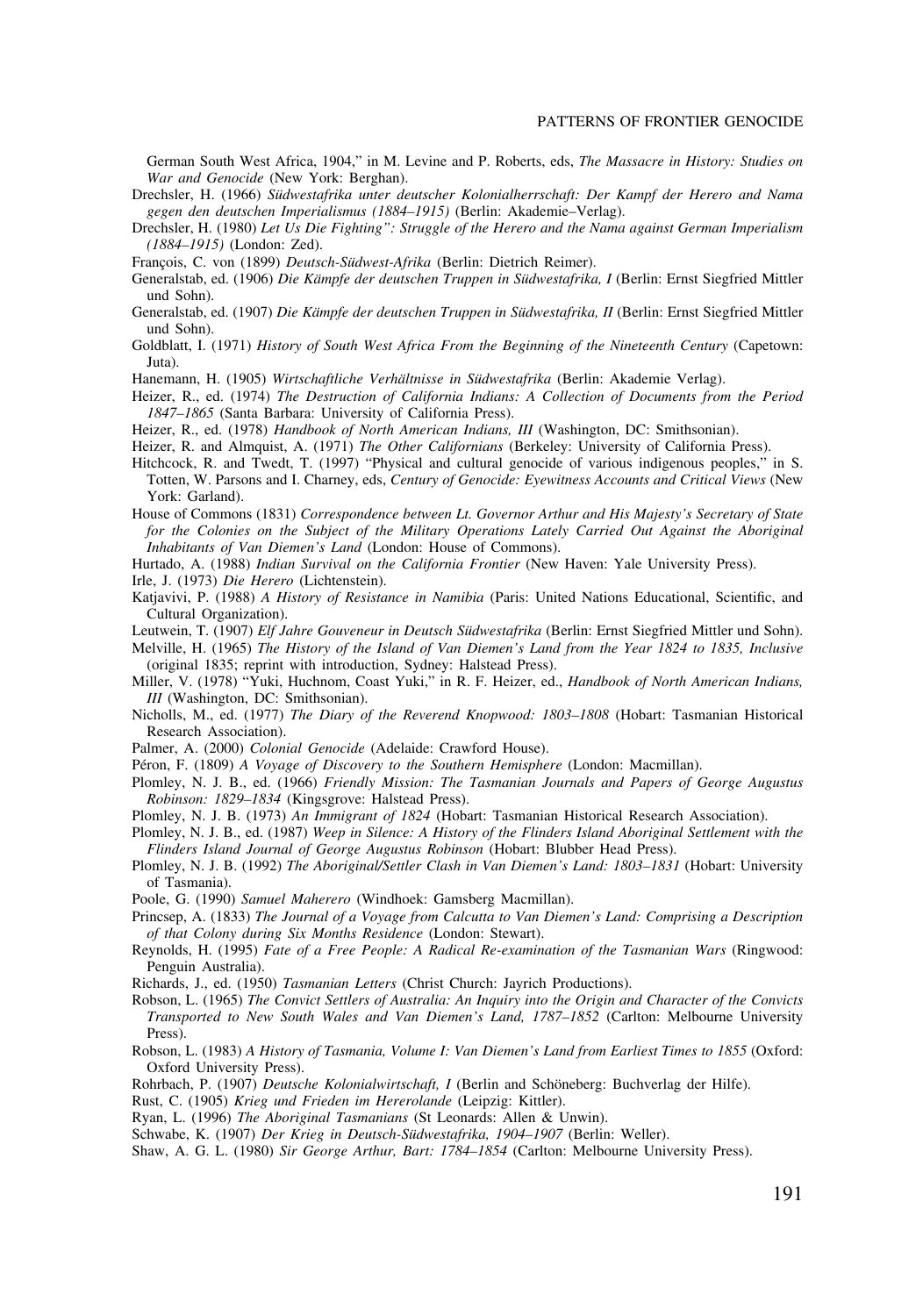German South West Africa, 1904," in M. Levine and P. Roberts, eds, *The Massacre in History: Studies on War and Genocide* (New York: Berghan).

Drechsler, H. (1966) *Südwestafrika unter deutscher Kolonialherrschaft: Der Kampf der Herero and Nama gegen den deutschen Imperialismus (1884–1915)* (Berlin: Akademie–Verlag).

Drechsler, H. (1980) *Let Us Die Fighting": Struggle of the Herero and the Nama against German Imperialism (1884–1915)* (London: Zed).

François, C. von (1899) *Deutsch-Südwest-Afrika* (Berlin: Dietrich Reimer).

Generalstab, ed. (1906) *Die Kämpfe der deutschen Truppen in Südwestafrika, I* (Berlin: Ernst Siegfried Mittler und Sohn).

Generalstab, ed. (1907) *Die Kämpfe der deutschen Truppen in Südwestafrika, II* (Berlin: Ernst Siegfried Mittler und Sohn).

Goldblatt, I. (1971) *History of South West Africa From the Beginning of the Nineteenth Century* (Capetown: Juta).

Hanemann, H. (1905) *Wirtschaftliche Verhältnisse in Südwestafrika* (Berlin: Akademie Verlag).

Heizer, R., ed. (1974) *The Destruction of California Indians: A Collection of Documents from the Period 1847–1865* (Santa Barbara: University of California Press).

Heizer, R., ed. (1978) *Handbook of North American Indians, III* (Washington, DC: Smithsonian).

Heizer, R. and Almquist, A. (1971) *The Other Californians* (Berkeley: University of California Press).

Hitchcock, R. and Twedt, T. (1997) "Physical and cultural genocide of various indigenous peoples," in S. Totten, W. Parsons and I. Charney, eds, *Century of Genocide: Eyewitness Accounts and Critical Views* (New York: Garland).

House of Commons (1831) *Correspondence between Lt. Governor Arthur and His Majesty's Secretary of State for the Colonies on the Subject of the Military Operations Lately Carried Out Against the Aboriginal Inhabitants of Van Diemen's Land* (London: House of Commons).

Hurtado, A. (1988) *Indian Survival on the California Frontier* (New Haven: Yale University Press).

Irle, J. (1973) *Die Herero* (Lichtenstein).

Katjavivi, P. (1988) *A History of Resistance in Namibia* (Paris: United Nations Educational, Scientific, and Cultural Organization).

Leutwein, T. (1907) *Elf Jahre Gouveneur in Deutsch Südwestafrika* (Berlin: Ernst Siegfried Mittler und Sohn).

Melville, H. (1965) *The History of the Island of Van Diemen's Land from the Year 1824 to 1835, Inclusive* (original 1835; reprint with introduction, Sydney: Halstead Press).

Miller, V. (1978) "Yuki, Huchnom, Coast Yuki," in R. F. Heizer, ed., *Handbook of North American Indians, III* (Washington, DC: Smithsonian).

Nicholls, M., ed. (1977) *The Diary of the Reverend Knopwood: 1803–1808* (Hobart: Tasmanian Historical Research Association).

Palmer, A. (2000) *Colonial Genocide* (Adelaide: Crawford House).

Péron, F. (1809) *A Voyage of Discovery to the Southern Hemisphere* (London: Macmillan).

Plomley, N. J. B., ed. (1966) *Friendly Mission: The Tasmanian Journals and Papers of George Augustus Robinson: 1829–1834* (Kingsgrove: Halstead Press).

Plomley, N. J. B. (1973) *An Immigrant of 1824* (Hobart: Tasmanian Historical Research Association).

Plomley, N. J. B., ed. (1987) *Weep in Silence: A History of the Flinders Island Aboriginal Settlement with the Flinders Island Journal of George Augustus Robinson* (Hobart: Blubber Head Press).

Plomley, N. J. B. (1992) *The Aboriginal/Settler Clash in Van Diemen's Land: 1803–1831* (Hobart: University of Tasmania).

Poole, G. (1990) *Samuel Maherero* (Windhoek: Gamsberg Macmillan).

Princsep, A. (1833) *The Journal of a Voyage from Calcutta to Van Diemen's Land: Comprising a Description of that Colony during Six Months Residence* (London: Stewart).

Reynolds, H. (1995) *Fate of a Free People: A Radical Re-examination of the Tasmanian Wars* (Ringwood: Penguin Australia).

Richards, J., ed. (1950) *Tasmanian Letters* (Christ Church: Jayrich Productions).

Robson, L. (1965) *The Convict Settlers of Australia: An Inquiry into the Origin and Character of the Convicts Transported to New South Wales and Van Diemen's Land, 1787–1852* (Carlton: Melbourne University Press).

Robson, L. (1983) *A History of Tasmania, Volume I: Van Diemen's Land from Earliest Times to 1855* (Oxford: Oxford University Press).

Rohrbach, P. (1907) *Deutsche Kolonialwirtschaft, I* (Berlin and Schöneberg: Buchverlag der Hilfe).

Rust, C. (1905) *Krieg und Frieden im Hererolande* (Leipzig: Kittler).

Ryan, L. (1996) *The Aboriginal Tasmanians* (St Leonards: Allen & Unwin).

Schwabe, K. (1907) *Der Krieg in Deutsch-Südwestafrika, 1904–1907* (Berlin: Weller).

Shaw, A. G. L. (1980) *Sir George Arthur, Bart: 1784–1854* (Carlton: Melbourne University Press).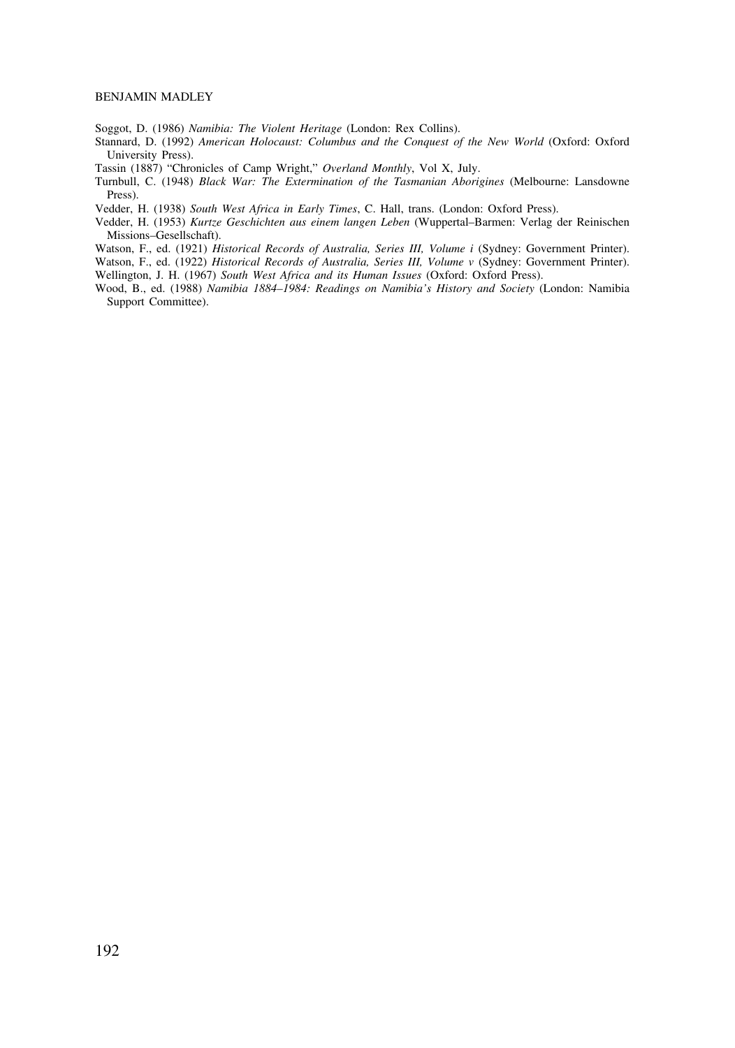Soggot, D. (1986) *Namibia: The Violent Heritage* (London: Rex Collins).

Stannard, D. (1992) *American Holocaust: Columbus and the Conquest of the New World* (Oxford: Oxford University Press).

Tassin (1887) "Chronicles of Camp Wright," *Overland Monthly*, Vol X, July.

Turnbull, C. (1948) *Black War: The Extermination of the Tasmanian Aborigines* (Melbourne: Lansdowne Press).

Vedder, H. (1938) *South West Africa in Early Times*, C. Hall, trans. (London: Oxford Press).

Vedder, H. (1953) *Kurtze Geschichten aus einem langen Leben* (Wuppertal–Barmen: Verlag der Reinischen Missions–Gesellschaft).

Watson, F., ed. (1921) *Historical Records of Australia, Series III, Volume i* (Sydney: Government Printer).

Watson, F., ed. (1922) *Historical Records of Australia, Series III, Volume v* (Sydney: Government Printer).

Wellington, J. H. (1967) *South West Africa and its Human Issues* (Oxford: Oxford Press).

Wood, B., ed. (1988) *Namibia 1884–1984: Readings on Namibia's History and Society* (London: Namibia Support Committee).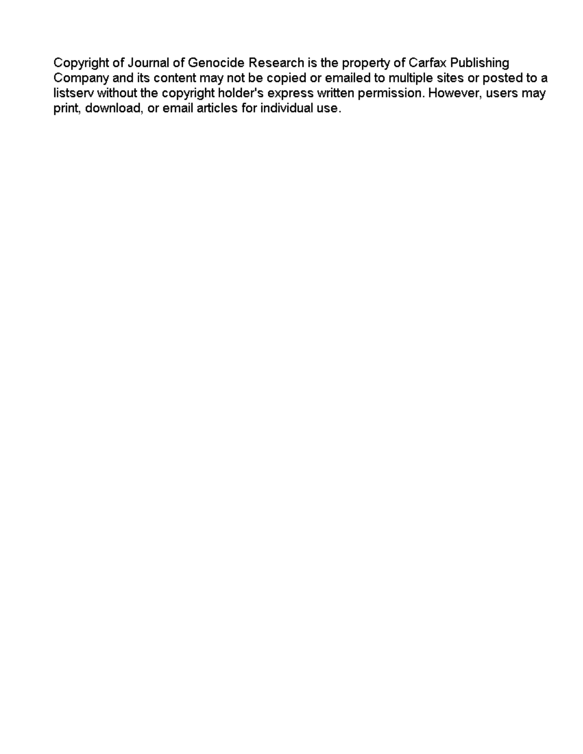Copyright of Journal of Genocide Research is the property of Carfax Publishing Company and its content may not be copied or emailed to multiple sites or posted to a listserv without the copyright holder's express written permission. However, users may print, download, or email articles for individual use.